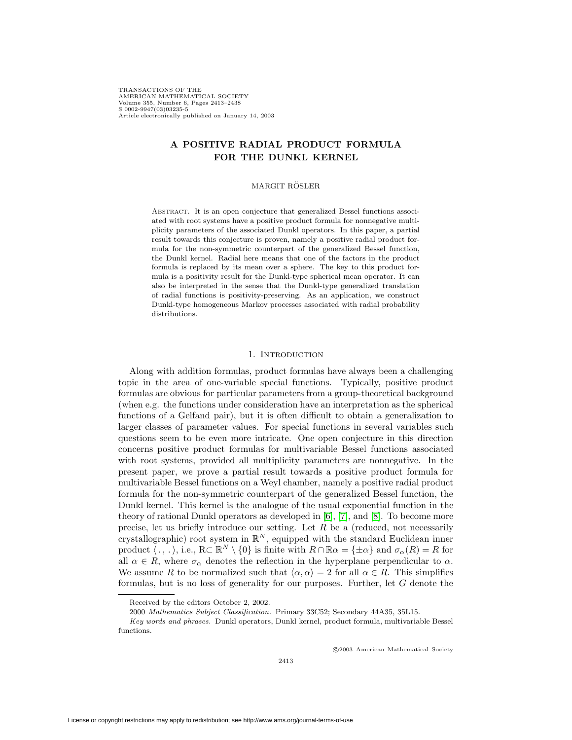# A POSITIVE RADIAL PRODUCT FORMULA FOR THE DUNKL KERNEL

MARGIT RÖSLER

Abstract. It is an open conjecture that generalized Bessel functions associated with root systems have a positive product formula for nonnegative multiplicity parameters of the associated Dunkl operators. In this paper, a partial result towards this conjecture is proven, namely a positive radial product formula for the non-symmetric counterpart of the generalized Bessel function, the Dunkl kernel. Radial here means that one of the factors in the product formula is replaced by its mean over a sphere. The key to this product formula is a positivity result for the Dunkl-type spherical mean operator. It can also be interpreted in the sense that the Dunkl-type generalized translation of radial functions is positivity-preserving. As an application, we construct Dunkl-type homogeneous Markov processes associated with radial probability distributions.

## 1. Introduction

Along with addition formulas, product formulas have always been a challenging topic in the area of one-variable special functions. Typically, positive product formulas are obvious for particular parameters from a group-theoretical background (when e.g. the functions under consideration have an interpretation as the spherical functions of a Gelfand pair), but it is often difficult to obtain a generalization to larger classes of parameter values. For special functions in several variables such questions seem to be even more intricate. One open conjecture in this direction concerns positive product formulas for multivariable Bessel functions associated with root systems, provided all multiplicity parameters are nonnegative. In the present paper, we prove a partial result towards a positive product formula for multivariable Bessel functions on a Weyl chamber, namely a positive radial product formula for the non-symmetric counterpart of the generalized Bessel function, the Dunkl kernel. This kernel is the analogue of the usual exponential function in the theory of rational Dunkl operators as developed in [6], [7], and [8]. To become more precise, let us briefly introduce our setting. Let $R$ be a (reduced, not necessarily crystallographic) root system in $\mathbb{R}^N$, equipped with the standard Euclidean inner product $\langle\,.\,,\,.\,\rangle$, i.e., $R \subset \mathbb{R}^N \setminus \{0\}$ is finite with $R \cap \mathbb{R}\alpha = \{\pm\alpha\}$ and $\sigma_\alpha(R) = R$ for all $\alpha \in R$, where $\sigma_\alpha$ denotes the reflection in the hyperplane perpendicular to $\alpha$. We assume $R$ to be normalized such that $\langle \alpha, \alpha \rangle = 2$ for all $\alpha \in R$. This simplifies formulas, but is no loss of generality for our purposes. Further, let $G$ denote the

---

Received by the editors October 2, 2002.

2000 *Mathematics Subject Classification.* Primary 33C52; Secondary 44A35, 35L15.

*Key words and phrases.* Dunkl operators, Dunkl kernel, product formula, multivariable Bessel functions.

©2003 American Mathematical Society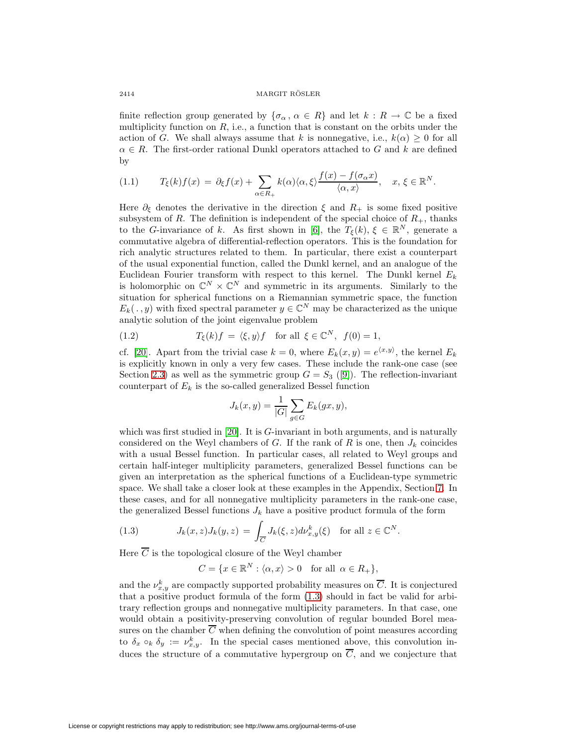finite reflection group generated by $\{\sigma_\alpha, \alpha \in R\}$ and let $k : R \to \mathbb{C}$ be a fixed multiplicity function on $R$, i.e., a function that is constant on the orbits under the action of $G$. We shall always assume that $k$ is nonnegative, i.e., $k(\alpha) \geq 0$ for all $\alpha \in R$. The first-order rational Dunkl operators attached to $G$ and $k$ are defined by

$$T_\xi(k)f(x) = \partial_\xi f(x) + \sum_{\alpha \in R_+} k(\alpha)\langle \alpha, \xi\rangle \frac{f(x) - f(\sigma_\alpha x)}{\langle \alpha, x\rangle}, \quad x, \xi \in \mathbb{R}^N. \tag{1.1}$$

Here $\partial_\xi$ denotes the derivative in the direction $\xi$ and $R_+$ is some fixed positive subsystem of $R$. The definition is independent of the special choice of $R_+$, thanks to the $G$-invariance of $k$. As first shown in [6], the $T_\xi(k)$, $\xi \in \mathbb{R}^N$, generate a commutative algebra of differential-reflection operators. This is the foundation for rich analytic structures related to them. In particular, there exist a counterpart of the usual exponential function, called the Dunkl kernel, and an analogue of the Euclidean Fourier transform with respect to this kernel. The Dunkl kernel $E_k$ is holomorphic on $\mathbb{C}^N \times \mathbb{C}^N$ and symmetric in its arguments. Similarly to the situation for spherical functions on a Riemannian symmetric space, the function $E_k(\,.\,, y)$ with fixed spectral parameter $y \in \mathbb{C}^N$ may be characterized as the unique analytic solution of the joint eigenvalue problem

$$T_\xi(k)f = \langle \xi, y\rangle f \quad \text{for all } \xi \in \mathbb{C}^N, \;\; f(0) = 1, \tag{1.2}$$

cf. [20]. Apart from the trivial case $k = 0$, where $E_k(x, y) = e^{\langle x,y\rangle}$, the kernel $E_k$ is explicitly known in only a very few cases. These include the rank-one case (see Section 2.3) as well as the symmetric group $G = S_3$ ([9]). The reflection-invariant counterpart of $E_k$ is the so-called generalized Bessel function

$$J_k(x, y) = \frac{1}{|G|}\sum_{g\in G} E_k(gx, y),$$

which was first studied in [20]. It is $G$-invariant in both arguments, and is naturally considered on the Weyl chambers of $G$. If the rank of $R$ is one, then $J_k$ coincides with a usual Bessel function. In particular cases, all related to Weyl groups and certain half-integer multiplicity parameters, generalized Bessel functions can be given an interpretation as the spherical functions of a Euclidean-type symmetric space. We shall take a closer look at these examples in the Appendix, Section 7. In these cases, and for all nonnegative multiplicity parameters in the rank-one case, the generalized Bessel functions $J_k$ have a positive product formula of the form

$$J_k(x, z)J_k(y, z) = \int_{\overline{C}} J_k(\xi, z)\, d\nu^k_{x,y}(\xi) \quad \text{for all } z \in \mathbb{C}^N. \tag{1.3}$$

Here $\overline{C}$ is the topological closure of the Weyl chamber

$$C = \{x \in \mathbb{R}^N : \langle \alpha, x\rangle > 0 \quad \text{for all } \alpha \in R_+\},$$

and the $\nu^k_{x,y}$ are compactly supported probability measures on $\overline{C}$. It is conjectured that a positive product formula of the form (1.3) should in fact be valid for arbitrary reflection groups and nonnegative multiplicity parameters. In that case, one would obtain a positivity-preserving convolution of regular bounded Borel measures on the chamber $\overline{C}$ when defining the convolution of point measures according to $\delta_x \circ_k \delta_y := \nu^k_{x,y}$. In the special cases mentioned above, this convolution induces the structure of a commutative hypergroup on $\overline{C}$, and we conjecture that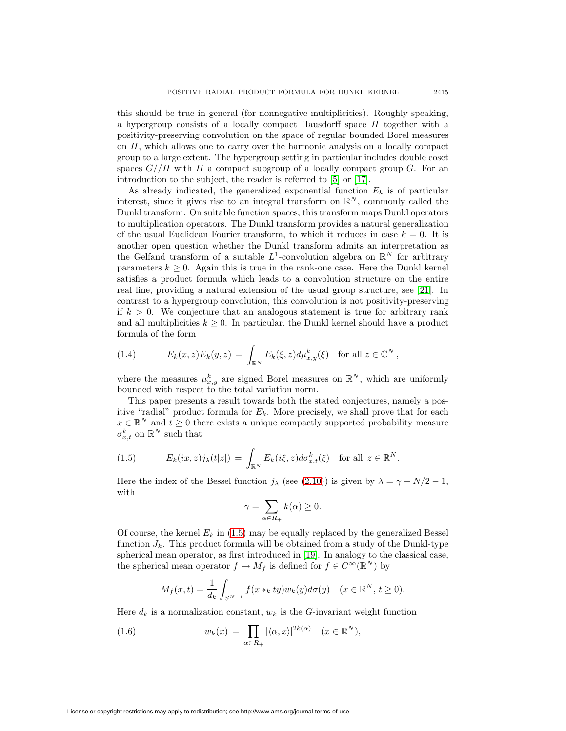this should be true in general (for nonnegative multiplicities). Roughly speaking, a hypergroup consists of a locally compact Hausdorff space $H$ together with a positivity-preserving convolution on the space of regular bounded Borel measures on $H$, which allows one to carry over the harmonic analysis on a locally compact group to a large extent. The hypergroup setting in particular includes double coset spaces $G//H$ with $H$ a compact subgroup of a locally compact group $G$. For an introduction to the subject, the reader is referred to [5] or [17].

As already indicated, the generalized exponential function $E_k$ is of particular interest, since it gives rise to an integral transform on $\mathbb{R}^N$, commonly called the Dunkl transform. On suitable function spaces, this transform maps Dunkl operators to multiplication operators. The Dunkl transform provides a natural generalization of the usual Euclidean Fourier transform, to which it reduces in case $k = 0$. It is another open question whether the Dunkl transform admits an interpretation as the Gelfand transform of a suitable $L^1$-convolution algebra on $\mathbb{R}^N$ for arbitrary parameters $k \geq 0$. Again this is true in the rank-one case. Here the Dunkl kernel satisfies a product formula which leads to a convolution structure on the entire real line, providing a natural extension of the usual group structure, see [21]. In contrast to a hypergroup convolution, this convolution is not positivity-preserving if $k > 0$. We conjecture that an analogous statement is true for arbitrary rank and all multiplicities $k \geq 0$. In particular, the Dunkl kernel should have a product formula of the form

$$E_k(x, z)E_k(y, z) = \int_{\mathbb{R}^N} E_k(\xi, z)d\mu_{x,y}^k(\xi) \quad \text{for all } z \in \mathbb{C}^N, \tag{1.4}$$

where the measures $\mu_{x,y}^k$ are signed Borel measures on $\mathbb{R}^N$, which are uniformly bounded with respect to the total variation norm.

This paper presents a result towards both the stated conjectures, namely a positive "radial" product formula for $E_k$. More precisely, we shall prove that for each $x \in \mathbb{R}^N$ and $t \geq 0$ there exists a unique compactly supported probability measure $\sigma_{x,t}^k$ on $\mathbb{R}^N$ such that

$$E_k(ix, z)j_\lambda(t|z|) = \int_{\mathbb{R}^N} E_k(i\xi, z)d\sigma_{x,t}^k(\xi) \quad \text{for all } z \in \mathbb{R}^N. \tag{1.5}$$

Here the index of the Bessel function $j_\lambda$ (see (2.10)) is given by $\lambda = \gamma + N/2 - 1$, with

$$\gamma = \sum_{\alpha \in R_+} k(\alpha) \geq 0.$$

Of course, the kernel $E_k$ in (1.5) may be equally replaced by the generalized Bessel function $J_k$. This product formula will be obtained from a study of the Dunkl-type spherical mean operator, as first introduced in [19]. In analogy to the classical case, the spherical mean operator $f \mapsto M_f$ is defined for $f \in C^\infty(\mathbb{R}^N)$ by

$$M_f(x, t) = \frac{1}{d_k}\int_{S^{N-1}} f(x *_k ty)w_k(y)d\sigma(y) \quad (x \in \mathbb{R}^N,\, t \geq 0).$$

Here $d_k$ is a normalization constant, $w_k$ is the $G$-invariant weight function

$$w_k(x) = \prod_{\alpha \in R_+} |\langle \alpha, x\rangle|^{2k(\alpha)} \quad (x \in \mathbb{R}^N), \tag{1.6}$$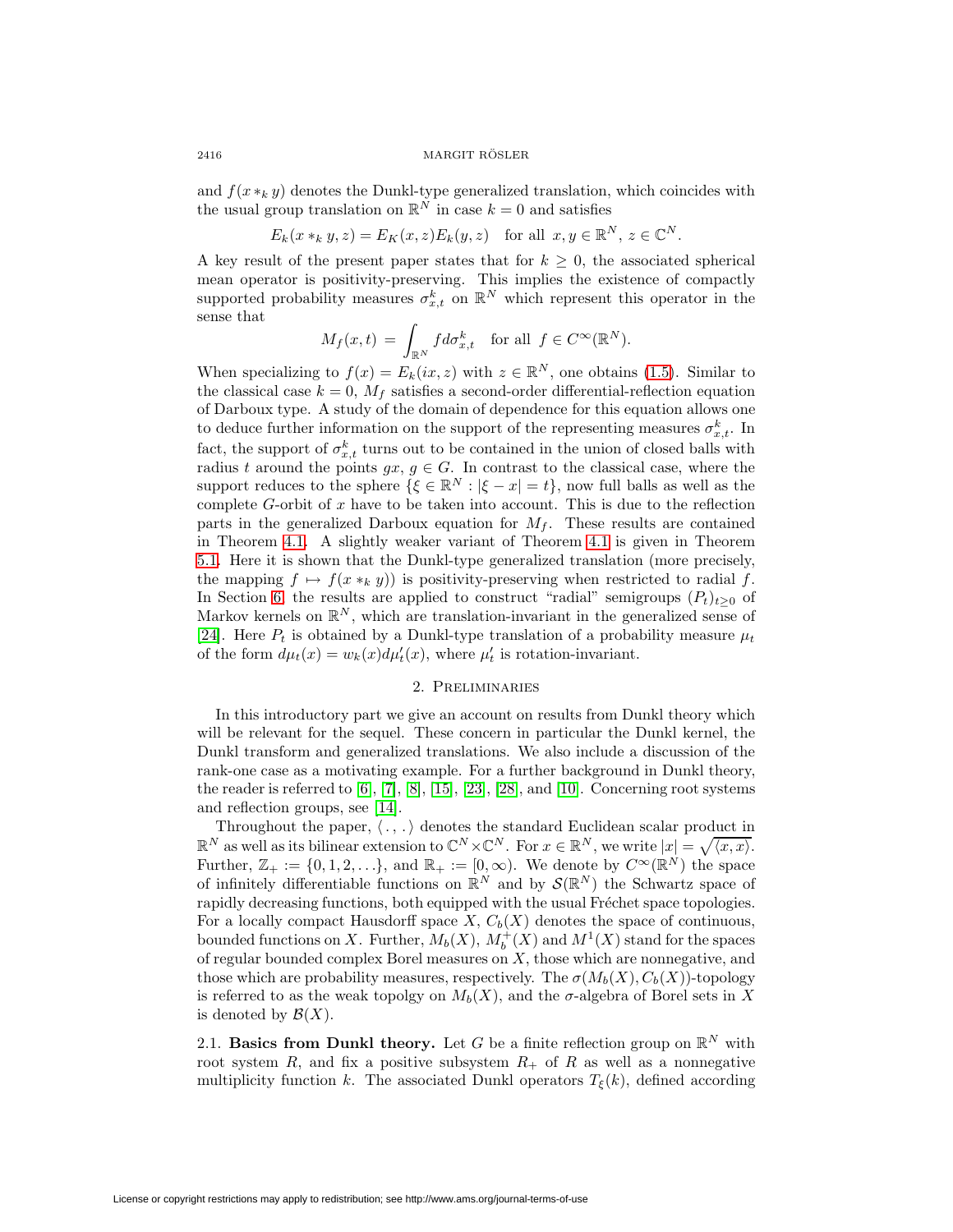and $f(x *_k y)$ denotes the Dunkl-type generalized translation, which coincides with the usual group translation on $\mathbb{R}^N$ in case $k = 0$ and satisfies

$$E_k(x *_k y, z) = E_K(x, z)E_k(y, z) \quad \text{for all } x, y \in \mathbb{R}^N,\, z \in \mathbb{C}^N.$$

A key result of the present paper states that for $k \geq 0$, the associated spherical mean operator is positivity-preserving. This implies the existence of compactly supported probability measures $\sigma_{x,t}^k$ on $\mathbb{R}^N$ which represent this operator in the sense that

$$M_f(x,t) \,=\, \int_{\mathbb{R}^N} f d\sigma_{x,t}^k \quad \text{for all } f \in C^\infty(\mathbb{R}^N).$$

When specializing to $f(x) = E_k(ix, z)$ with $z \in \mathbb{R}^N$, one obtains (1.5). Similar to the classical case $k = 0$, $M_f$ satisfies a second-order differential-reflection equation of Darboux type. A study of the domain of dependence for this equation allows one to deduce further information on the support of the representing measures $\sigma_{x,t}^k$. In fact, the support of $\sigma_{x,t}^k$ turns out to be contained in the union of closed balls with radius $t$ around the points $gx$, $g \in G$. In contrast to the classical case, where the support reduces to the sphere $\{\xi \in \mathbb{R}^N : |\xi - x| = t\}$, now full balls as well as the complete $G$-orbit of $x$ have to be taken into account. This is due to the reflection parts in the generalized Darboux equation for $M_f$. These results are contained in Theorem 4.1. A slightly weaker variant of Theorem 4.1 is given in Theorem 5.1. Here it is shown that the Dunkl-type generalized translation (more precisely, the mapping $f \mapsto f(x *_k y)$) is positivity-preserving when restricted to radial $f$. In Section 6 the results are applied to construct "radial" semigroups $(P_t)_{t\geq 0}$ of Markov kernels on $\mathbb{R}^N$, which are translation-invariant in the generalized sense of [24]. Here $P_t$ is obtained by a Dunkl-type translation of a probability measure $\mu_t$ of the form $d\mu_t(x) = w_k(x)d\mu_t'(x)$, where $\mu_t'$ is rotation-invariant.

## 2. Preliminaries

In this introductory part we give an account on results from Dunkl theory which will be relevant for the sequel. These concern in particular the Dunkl kernel, the Dunkl transform and generalized translations. We also include a discussion of the rank-one case as a motivating example. For a further background in Dunkl theory, the reader is referred to [6], [7], [8], [15], [23], [28], and [10]. Concerning root systems and reflection groups, see [14].

Throughout the paper, $\langle\,.\,,\,.\,\rangle$ denotes the standard Euclidean scalar product in $\mathbb{R}^N$ as well as its bilinear extension to $\mathbb{C}^N \times \mathbb{C}^N$. For $x \in \mathbb{R}^N$, we write $|x| = \sqrt{\langle x, x\rangle}$. Further, $\mathbb{Z}_+ := \{0, 1, 2, \ldots\}$, and $\mathbb{R}_+ := [0, \infty)$. We denote by $C^\infty(\mathbb{R}^N)$ the space of infinitely differentiable functions on $\mathbb{R}^N$ and by $\mathcal{S}(\mathbb{R}^N)$ the Schwartz space of rapidly decreasing functions, both equipped with the usual Fréchet space topologies. For a locally compact Hausdorff space $X$, $C_b(X)$ denotes the space of continuous, bounded functions on $X$. Further, $M_b(X)$, $M_b^+(X)$ and $M^1(X)$ stand for the spaces of regular bounded complex Borel measures on $X$, those which are nonnegative, and those which are probability measures, respectively. The $\sigma(M_b(X), C_b(X))$-topology is referred to as the weak topolgy on $M_b(X)$, and the $\sigma$-algebra of Borel sets in $X$ is denoted by $\mathcal{B}(X)$.

2.1. **Basics from Dunkl theory.** Let $G$ be a finite reflection group on $\mathbb{R}^N$ with root system $R$, and fix a positive subsystem $R_+$ of $R$ as well as a nonnegative multiplicity function $k$. The associated Dunkl operators $T_\xi(k)$, defined according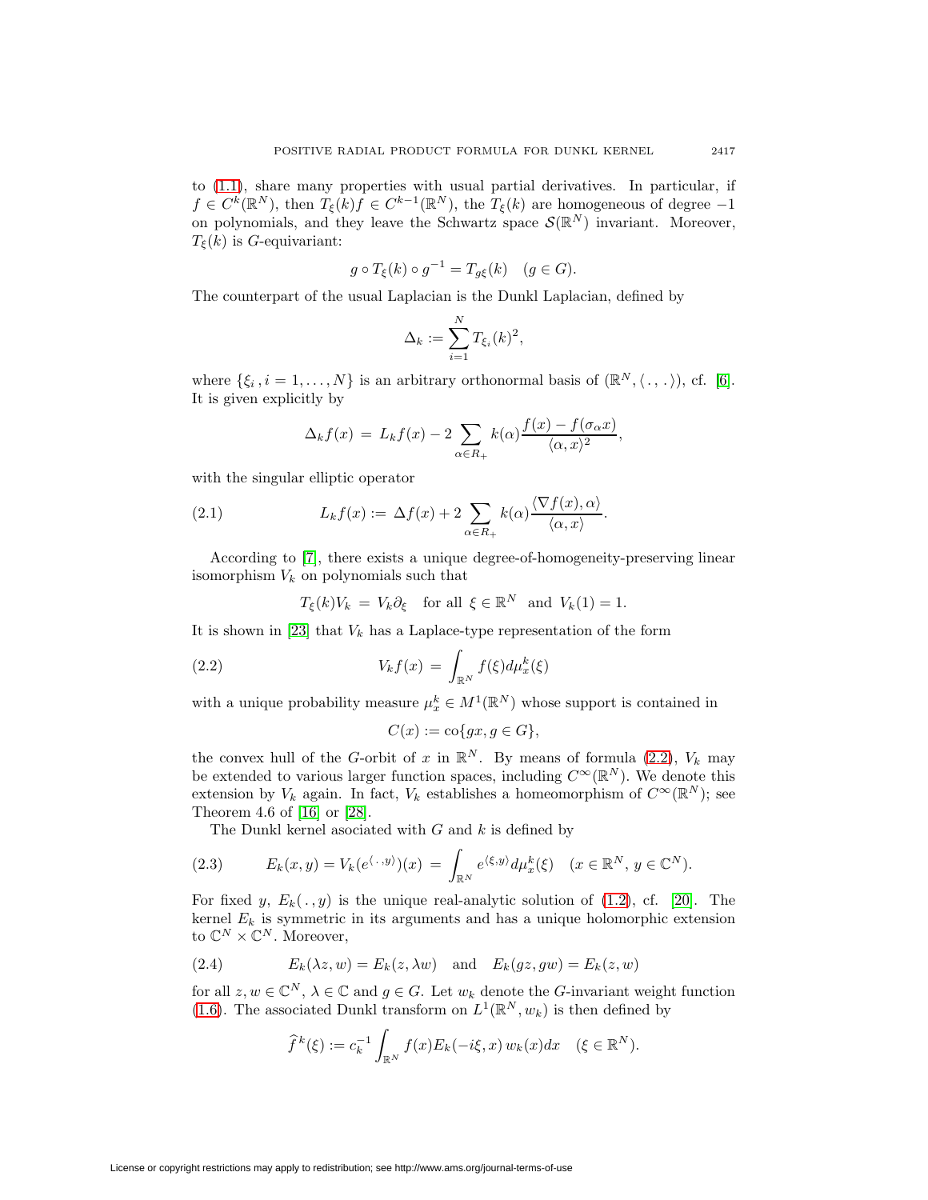to (1.1), share many properties with usual partial derivatives. In particular, if $f \in C^k(\mathbb{R}^N)$, then $T_\xi(k)f \in C^{k-1}(\mathbb{R}^N)$, the $T_\xi(k)$ are homogeneous of degree $-1$ on polynomials, and they leave the Schwartz space $\mathcal{S}(\mathbb{R}^N)$ invariant. Moreover, $T_\xi(k)$ is $G$-equivariant:

$$g \circ T_\xi(k) \circ g^{-1} = T_{g\xi}(k) \quad (g \in G).$$

The counterpart of the usual Laplacian is the Dunkl Laplacian, defined by

$$\Delta_k := \sum_{i=1}^N T_{\xi_i}(k)^2,$$

where $\{\xi_i\,, i = 1, \ldots, N\}$ is an arbitrary orthonormal basis of $(\mathbb{R}^N, \langle\,.\,,\,.\,\rangle)$, cf. [6]. It is given explicitly by

$$\Delta_k f(x) \,=\, L_k f(x) - 2\sum_{\alpha \in R_+} k(\alpha)\frac{f(x) - f(\sigma_\alpha x)}{\langle \alpha, x\rangle^2},$$

with the singular elliptic operator

$$L_k f(x) := \,\Delta f(x) + 2\sum_{\alpha\in R_+} k(\alpha)\frac{\langle \nabla f(x), \alpha\rangle}{\langle \alpha, x\rangle}. \tag{2.1}$$

According to [7], there exists a unique degree-of-homogeneity-preserving linear isomorphism $V_k$ on polynomials such that

$$T_\xi(k)V_k \,=\, V_k\partial_\xi \quad \text{for all } \xi \in \mathbb{R}^N \text{ and } V_k(1) = 1.$$

It is shown in [23] that $V_k$ has a Laplace-type representation of the form

$$V_k f(x) \,=\, \int_{\mathbb{R}^N} f(\xi) d\mu_x^k(\xi) \tag{2.2}$$

with a unique probability measure $\mu_x^k \in M^1(\mathbb{R}^N)$ whose support is contained in

$$C(x) := \text{co}\{gx, g \in G\},$$

the convex hull of the $G$-orbit of $x$ in $\mathbb{R}^N$. By means of formula (2.2), $V_k$ may be extended to various larger function spaces, including $C^\infty(\mathbb{R}^N)$. We denote this extension by $V_k$ again. In fact, $V_k$ establishes a homeomorphism of $C^\infty(\mathbb{R}^N)$; see Theorem 4.6 of [16] or [28].

The Dunkl kernel asociated with $G$ and $k$ is defined by

$$E_k(x,y) = V_k(e^{\langle\,.\,,y\rangle})(x) \,=\, \int_{\mathbb{R}^N} e^{\langle \xi, y\rangle} d\mu_x^k(\xi) \quad (x \in \mathbb{R}^N, \, y \in \mathbb{C}^N). \tag{2.3}$$

For fixed $y$, $E_k(\,.\,, y)$ is the unique real-analytic solution of (1.2), cf. [20]. The kernel $E_k$ is symmetric in its arguments and has a unique holomorphic extension to $\mathbb{C}^N \times \mathbb{C}^N$. Moreover,

$$E_k(\lambda z, w) = E_k(z, \lambda w) \quad \text{and} \quad E_k(gz, gw) = E_k(z,w) \tag{2.4}$$

for all $z, w \in \mathbb{C}^N$, $\lambda \in \mathbb{C}$ and $g \in G$. Let $w_k$ denote the $G$-invariant weight function (1.6). The associated Dunkl transform on $L^1(\mathbb{R}^N, w_k)$ is then defined by

$$\widehat{f}^{\,k}(\xi) := c_k^{-1}\int_{\mathbb{R}^N} f(x) E_k(-i\xi, x)\, w_k(x) dx \quad (\xi \in \mathbb{R}^N).$$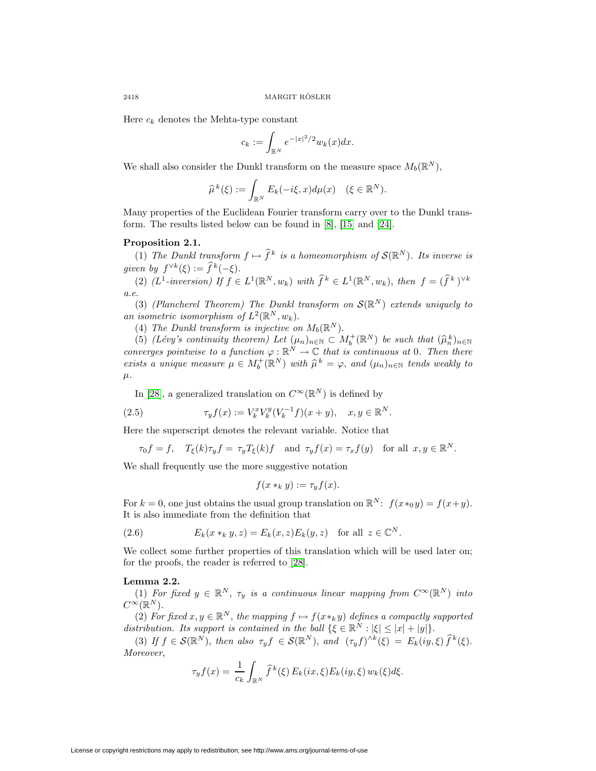Here $c_k$ denotes the Mehta-type constant

$$c_k := \int_{\mathbb{R}^N} e^{-|x|^2/2} w_k(x)dx.$$

We shall also consider the Dunkl transform on the measure space $M_b(\mathbb{R}^N)$,

$$\widehat{\mu}^{\,k}(\xi) := \int_{\mathbb{R}^N} E_k(-i\xi, x)d\mu(x) \quad (\xi \in \mathbb{R}^N).$$

Many properties of the Euclidean Fourier transform carry over to the Dunkl transform. The results listed below can be found in [8], [15] and [24].

**Proposition 2.1.**

(1) *The Dunkl transform $f \mapsto \widehat{f}^{\,k}$ is a homeomorphism of $\mathcal{S}(\mathbb{R}^N)$. Its inverse is given by $f^{\vee k}(\xi) := \widehat{f}^{\,k}(-\xi)$.*

(2) *($L^1$-inversion) If $f \in L^1(\mathbb{R}^N, w_k)$ with $\widehat{f}^{\,k} \in L^1(\mathbb{R}^N, w_k)$, then $f = (\widehat{f}^{\,k})^{\vee k}$ a.e.*

(3) *(Plancherel Theorem) The Dunkl transform on $\mathcal{S}(\mathbb{R}^N)$ extends uniquely to an isometric isomorphism of $L^2(\mathbb{R}^N, w_k)$.*

(4) *The Dunkl transform is injective on $M_b(\mathbb{R}^N)$.*

(5) *(Lévy's continuity theorem) Let $(\mu_n)_{n\in\mathbb{N}} \subset M_b^+(\mathbb{R}^N)$ be such that $(\widehat{\mu}_n^{\,k})_{n\in\mathbb{N}}$ converges pointwise to a function $\varphi : \mathbb{R}^N \to \mathbb{C}$ that is continuous at $0$. Then there exists a unique measure $\mu \in M_b^+(\mathbb{R}^N)$ with $\widehat{\mu}^{\,k} = \varphi$, and $(\mu_n)_{n\in\mathbb{N}}$ tends weakly to $\mu$.*

In [28], a generalized translation on $C^\infty(\mathbb{R}^N)$ is defined by

$$\tau_y f(x) := V_k^x V_k^y (V_k^{-1} f)(x+y), \quad x, y \in \mathbb{R}^N. \tag{2.5}$$

Here the superscript denotes the relevant variable. Notice that

$$\tau_0 f = f, \quad T_\xi(k)\tau_y f = \tau_y T_\xi(k) f \quad \text{and } \tau_y f(x) = \tau_x f(y) \quad \text{for all } x, y \in \mathbb{R}^N.$$

We shall frequently use the more suggestive notation

$$f(x *_k y) := \tau_y f(x).$$

For $k = 0$, one just obtains the usual group translation on $\mathbb{R}^N$: $f(x *_0 y) = f(x+y)$. It is also immediate from the definition that

$$E_k(x *_k y, z) = E_k(x, z)E_k(y, z) \quad \text{for all } z \in \mathbb{C}^N. \tag{2.6}$$

We collect some further properties of this translation which will be used later on; for the proofs, the reader is referred to [28].

**Lemma 2.2.**

(1) *For fixed $y \in \mathbb{R}^N$, $\tau_y$ is a continuous linear mapping from $C^\infty(\mathbb{R}^N)$ into $C^\infty(\mathbb{R}^N)$.*

(2) *For fixed $x, y \in \mathbb{R}^N$, the mapping $f \mapsto f(x *_k y)$ defines a compactly supported distribution. Its support is contained in the ball $\{\xi \in \mathbb{R}^N : |\xi| \leq |x| + |y|\}$.*

(3) *If $f \in \mathcal{S}(\mathbb{R}^N)$, then also $\tau_y f \in \mathcal{S}(\mathbb{R}^N)$, and $(\tau_y f)^{\wedge k}(\xi) = E_k(iy, \xi)\, \widehat{f}^{\,k}(\xi)$. Moreover,*

$$\tau_y f(x) = \frac{1}{c_k} \int_{\mathbb{R}^N} \widehat{f}^{\,k}(\xi)\, E_k(ix, \xi) E_k(iy, \xi)\, w_k(\xi) d\xi.$$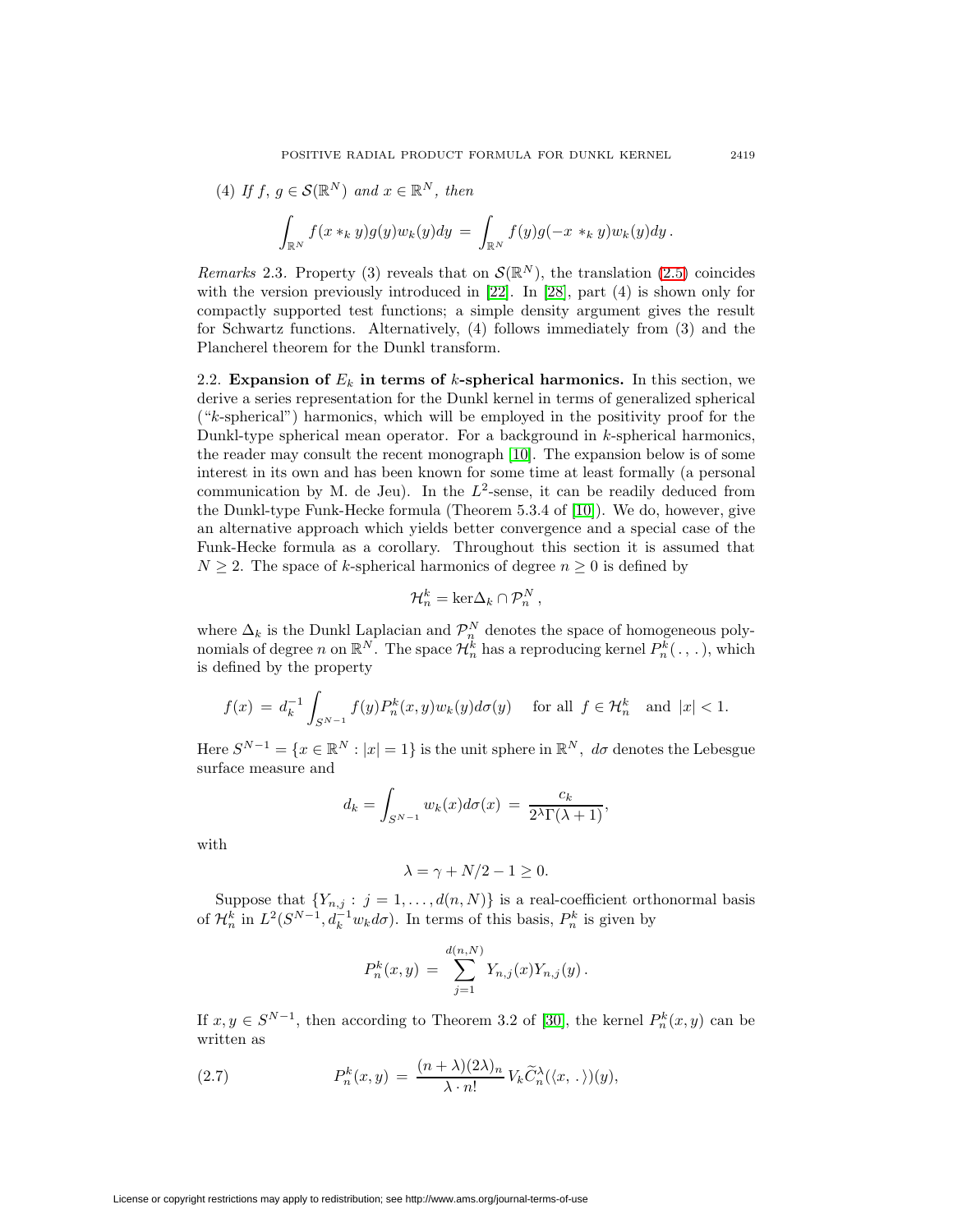(4) *If* $f,\, g \in \mathcal{S}(\mathbb{R}^N)$ *and* $x \in \mathbb{R}^N$, *then*

$$\int_{\mathbb{R}^N} f(x *_k y) g(y) w_k(y) dy \,=\, \int_{\mathbb{R}^N} f(y) g(-x *_k y) w_k(y) dy\,.$$

*Remarks* 2.3. Property (3) reveals that on $\mathcal{S}(\mathbb{R}^N)$, the translation (2.5) coincides with the version previously introduced in [22]. In [28], part (4) is shown only for compactly supported test functions; a simple density argument gives the result for Schwartz functions. Alternatively, (4) follows immediately from (3) and the Plancherel theorem for the Dunkl transform.

2.2. **Expansion of $E_k$ in terms of $k$-spherical harmonics.** In this section, we derive a series representation for the Dunkl kernel in terms of generalized spherical ("$k$-spherical") harmonics, which will be employed in the positivity proof for the Dunkl-type spherical mean operator. For a background in $k$-spherical harmonics, the reader may consult the recent monograph [10]. The expansion below is of some interest in its own and has been known for some time at least formally (a personal communication by M. de Jeu). In the $L^2$-sense, it can be readily deduced from the Dunkl-type Funk-Hecke formula (Theorem 5.3.4 of [10]). We do, however, give an alternative approach which yields better convergence and a special case of the Funk-Hecke formula as a corollary. Throughout this section it is assumed that $N \geq 2$. The space of $k$-spherical harmonics of degree $n \geq 0$ is defined by

$$\mathcal{H}_n^k = \ker \Delta_k \cap \mathcal{P}_n^N\,,$$

where $\Delta_k$ is the Dunkl Laplacian and $\mathcal{P}_n^N$ denotes the space of homogeneous polynomials of degree $n$ on $\mathbb{R}^N$. The space $\mathcal{H}_n^k$ has a reproducing kernel $P_n^k(\,.\,,\,.\,)$, which is defined by the property

$$f(x) \,=\, d_k^{-1} \int_{S^{N-1}} f(y) P_n^k(x,y) w_k(y) d\sigma(y) \quad \text{ for all } f \in \mathcal{H}_n^k \quad \text{and } |x| < 1.$$

Here $S^{N-1} = \{x \in \mathbb{R}^N : |x| = 1\}$ is the unit sphere in $\mathbb{R}^N$, $d\sigma$ denotes the Lebesgue surface measure and

$$d_k = \int_{S^{N-1}} w_k(x) d\sigma(x) \,=\, \frac{c_k}{2^\lambda \Gamma(\lambda+1)},$$

with

$$\lambda = \gamma + N/2 - 1 \geq 0.$$

Suppose that $\{Y_{n,j} : j = 1, \ldots, d(n,N)\}$ is a real-coefficient orthonormal basis of $\mathcal{H}_n^k$ in $L^2(S^{N-1}, d_k^{-1} w_k d\sigma)$. In terms of this basis, $P_n^k$ is given by

$$P_n^k(x,y) \,=\, \sum_{j=1}^{d(n,N)} Y_{n,j}(x) Y_{n,j}(y)\,.$$

If $x, y \in S^{N-1}$, then according to Theorem 3.2 of [30], the kernel $P_n^k(x,y)$ can be written as

$$P_n^k(x,y) \,=\, \frac{(n+\lambda)(2\lambda)_n}{\lambda \cdot n!}\, V_k \widetilde{C}_n^\lambda(\langle x,\,.\,\rangle)(y), \tag{2.7}$$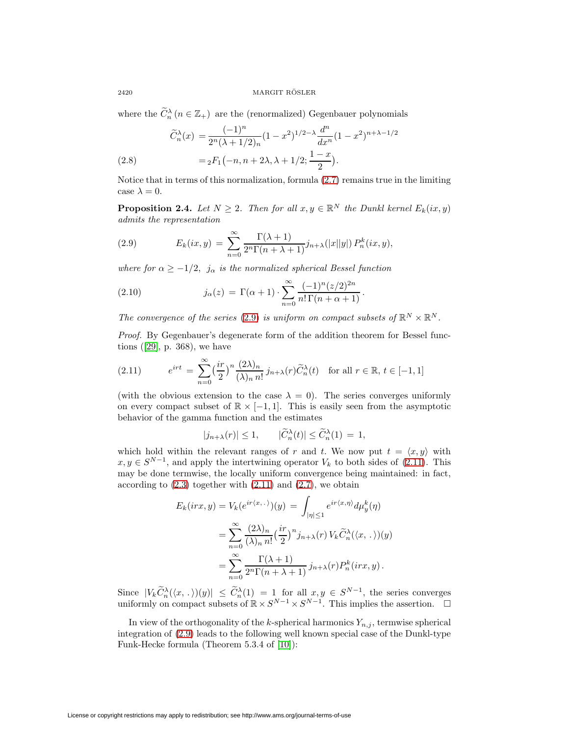where the $\widetilde{C}_n^\lambda \,(n \in \mathbb{Z}_+)$ are the (renormalized) Gegenbauer polynomials

$$
\begin{aligned}
\widetilde{C}_n^\lambda(x) &= \frac{(-1)^n}{2^n(\lambda+1/2)_n}(1-x^2)^{1/2-\lambda}\frac{d^n}{dx^n}(1-x^2)^{n+\lambda-1/2} \\
&= {}_2F_1\big(-n, n+2\lambda, \lambda+1/2; \frac{1-x}{2}\big).
\end{aligned} \tag{2.8}
$$

Notice that in terms of this normalization, formula (2.7) remains true in the limiting case $\lambda = 0$.

**Proposition 2.4.** *Let $N \geq 2$. Then for all $x, y \in \mathbb{R}^N$ the Dunkl kernel $E_k(ix, y)$ admits the representation*

$$
E_k(ix, y) \,=\, \sum_{n=0}^\infty \frac{\Gamma(\lambda+1)}{2^n\Gamma(n+\lambda+1)} j_{n+\lambda}(|x||y|)\, P_n^k(ix, y), \tag{2.9}
$$

*where for $\alpha \geq -1/2$, $j_\alpha$ is the normalized spherical Bessel function*

$$
j_\alpha(z) \,=\, \Gamma(\alpha+1)\cdot\sum_{n=0}^\infty \frac{(-1)^n(z/2)^{2n}}{n!\,\Gamma(n+\alpha+1)}\,. \tag{2.10}
$$

*The convergence of the series (2.9) is uniform on compact subsets of $\mathbb{R}^N \times \mathbb{R}^N$.*

*Proof.* By Gegenbauer's degenerate form of the addition theorem for Bessel functions ([29], p. 368), we have

$$
e^{irt} \,=\, \sum_{n=0}^\infty \big(\frac{ir}{2}\big)^n \frac{(2\lambda)_n}{(\lambda)_n\, n!}\, j_{n+\lambda}(r)\widetilde{C}_n^\lambda(t) \quad \text{for all } r \in \mathbb{R},\, t \in [-1,1] \tag{2.11}
$$

(with the obvious extension to the case $\lambda = 0$). The series converges uniformly on every compact subset of $\mathbb{R} \times [-1,1]$. This is easily seen from the asymptotic behavior of the gamma function and the estimates

$$
|j_{n+\lambda}(r)| \leq 1, \qquad |\widetilde{C}_n^\lambda(t)| \leq \widetilde{C}_n^\lambda(1) \,=\, 1,
$$

which hold within the relevant ranges of $r$ and $t$. We now put $t = \langle x, y\rangle$ with $x, y \in S^{N-1}$, and apply the intertwining operator $V_k$ to both sides of (2.11). This may be done termwise, the locally uniform convergence being maintained: in fact, according to (2.3) together with (2.11) and (2.7), we obtain

$$
\begin{aligned}
E_k(irx, y) &= V_k(e^{ir\langle x,\,.\,\rangle})(y) \,=\, \int_{|\eta|\leq 1} e^{ir\langle x,\eta\rangle} d\mu_y^k(\eta) \\
&= \sum_{n=0}^\infty \frac{(2\lambda)_n}{(\lambda)_n\, n!}\big(\frac{ir}{2}\big)^n j_{n+\lambda}(r)\, V_k\widetilde{C}_n^\lambda(\langle x,\,.\,\rangle)(y) \\
&= \sum_{n=0}^\infty \frac{\Gamma(\lambda+1)}{2^n\Gamma(n+\lambda+1)}\, j_{n+\lambda}(r) P_n^k(irx, y)\,.
\end{aligned}
$$

Since $|V_k\widetilde{C}_n^\lambda(\langle x,\,.\,\rangle)(y)| \leq \widetilde{C}_n^\lambda(1) = 1$ for all $x, y \in S^{N-1}$, the series converges uniformly on compact subsets of $\mathbb{R} \times S^{N-1} \times S^{N-1}$. This implies the assertion. $\square$

In view of the orthogonality of the $k$-spherical harmonics $Y_{n,j}$, termwise spherical integration of (2.9) leads to the following well known special case of the Dunkl-type Funk-Hecke formula (Theorem 5.3.4 of [10]):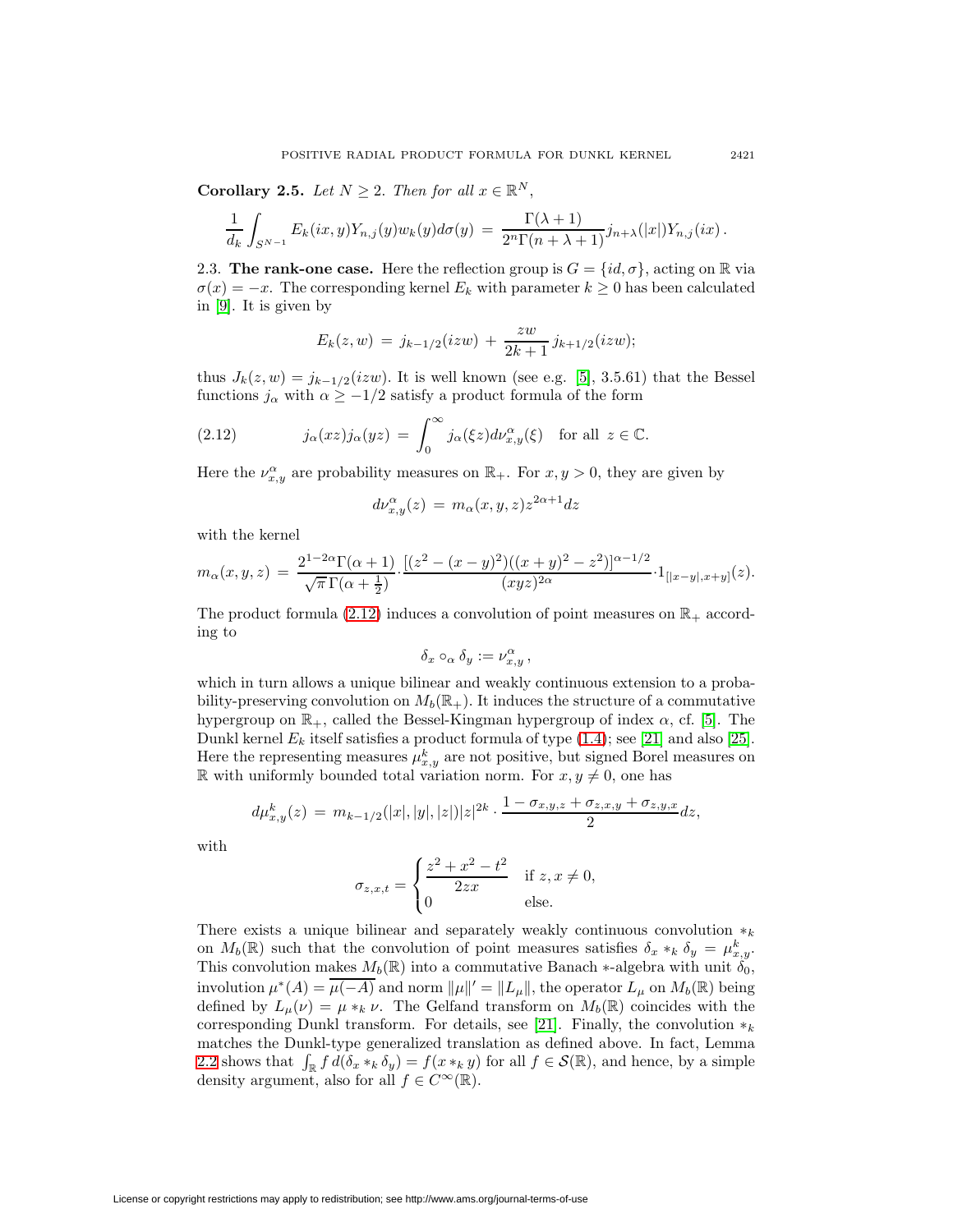**Corollary 2.5.** *Let $N \geq 2$. Then for all $x \in \mathbb{R}^N$,*

$$\frac{1}{d_k}\int_{S^{N-1}} E_k(ix,y)Y_{n,j}(y)w_k(y)d\sigma(y) \,=\, \frac{\Gamma(\lambda+1)}{2^n\Gamma(n+\lambda+1)} j_{n+\lambda}(|x|)Y_{n,j}(ix)\,.$$

2.3. **The rank-one case.** Here the reflection group is $G = \{id, \sigma\}$, acting on $\mathbb{R}$ via $\sigma(x) = -x$. The corresponding kernel $E_k$ with parameter $k \geq 0$ has been calculated in [9]. It is given by

$$E_k(z,w) \,=\, j_{k-1/2}(izw) \,+\, \frac{zw}{2k+1}\, j_{k+1/2}(izw);$$

thus $J_k(z,w) = j_{k-1/2}(izw)$. It is well known (see e.g. [5], 3.5.61) that the Bessel functions $j_\alpha$ with $\alpha \geq -1/2$ satisfy a product formula of the form

$$j_\alpha(xz)j_\alpha(yz) \,=\, \int_0^\infty j_\alpha(\xi z)d\nu^\alpha_{x,y}(\xi) \quad \text{for all } \; z \in \mathbb{C}. \tag{2.12}$$

Here the $\nu^\alpha_{x,y}$ are probability measures on $\mathbb{R}_+$. For $x,y > 0$, they are given by

$$d\nu^\alpha_{x,y}(z) \,=\, m_\alpha(x,y,z)z^{2\alpha+1}dz$$

with the kernel

$$m_\alpha(x,y,z) \,=\, \frac{2^{1-2\alpha}\Gamma(\alpha+1)}{\sqrt{\pi}\,\Gamma(\alpha+\frac{1}{2})}\cdot\frac{[(z^2-(x-y)^2)((x+y)^2-z^2)]^{\alpha-1/2}}{(xyz)^{2\alpha}}\cdot 1_{[|x-y|,x+y]}(z).$$

The product formula (2.12) induces a convolution of point measures on $\mathbb{R}_+$ according to

$$\delta_x \circ_\alpha \delta_y := \nu^\alpha_{x,y}\,,$$

which in turn allows a unique bilinear and weakly continuous extension to a probability-preserving convolution on $M_b(\mathbb{R}_+)$. It induces the structure of a commutative hypergroup on $\mathbb{R}_+$, called the Bessel-Kingman hypergroup of index $\alpha$, cf. [5]. The Dunkl kernel $E_k$ itself satisfies a product formula of type (1.4); see [21] and also [25]. Here the representing measures $\mu^k_{x,y}$ are not positive, but signed Borel measures on $\mathbb{R}$ with uniformly bounded total variation norm. For $x, y \neq 0$, one has

$$d\mu^k_{x,y}(z) \,=\, m_{k-1/2}(|x|,|y|,|z|)|z|^{2k}\cdot\frac{1-\sigma_{x,y,z}+\sigma_{z,x,y}+\sigma_{z,y,x}}{2}dz,$$

with

$$\sigma_{z,x,t} = \begin{cases} \dfrac{z^2+x^2-t^2}{2zx} & \text{if } z,x \neq 0,\\ 0 & \text{else.}\end{cases}$$

There exists a unique bilinear and separately weakly continuous convolution $*_k$ on $M_b(\mathbb{R})$ such that the convolution of point measures satisfies $\delta_x *_k \delta_y = \mu^k_{x,y}$. This convolution makes $M_b(\mathbb{R})$ into a commutative Banach $*$-algebra with unit $\delta_0$, involution $\mu^*(A) = \overline{\mu(-A)}$ and norm $\|\mu\|' = \|L_\mu\|$, the operator $L_\mu$ on $M_b(\mathbb{R})$ being defined by $L_\mu(\nu) = \mu *_k \nu$. The Gelfand transform on $M_b(\mathbb{R})$ coincides with the corresponding Dunkl transform. For details, see [21]. Finally, the convolution $*_k$ matches the Dunkl-type generalized translation as defined above. In fact, Lemma 2.2 shows that $\int_\mathbb{R} f\, d(\delta_x *_k \delta_y) = f(x *_k y)$ for all $f \in \mathcal{S}(\mathbb{R})$, and hence, by a simple density argument, also for all $f \in C^\infty(\mathbb{R})$.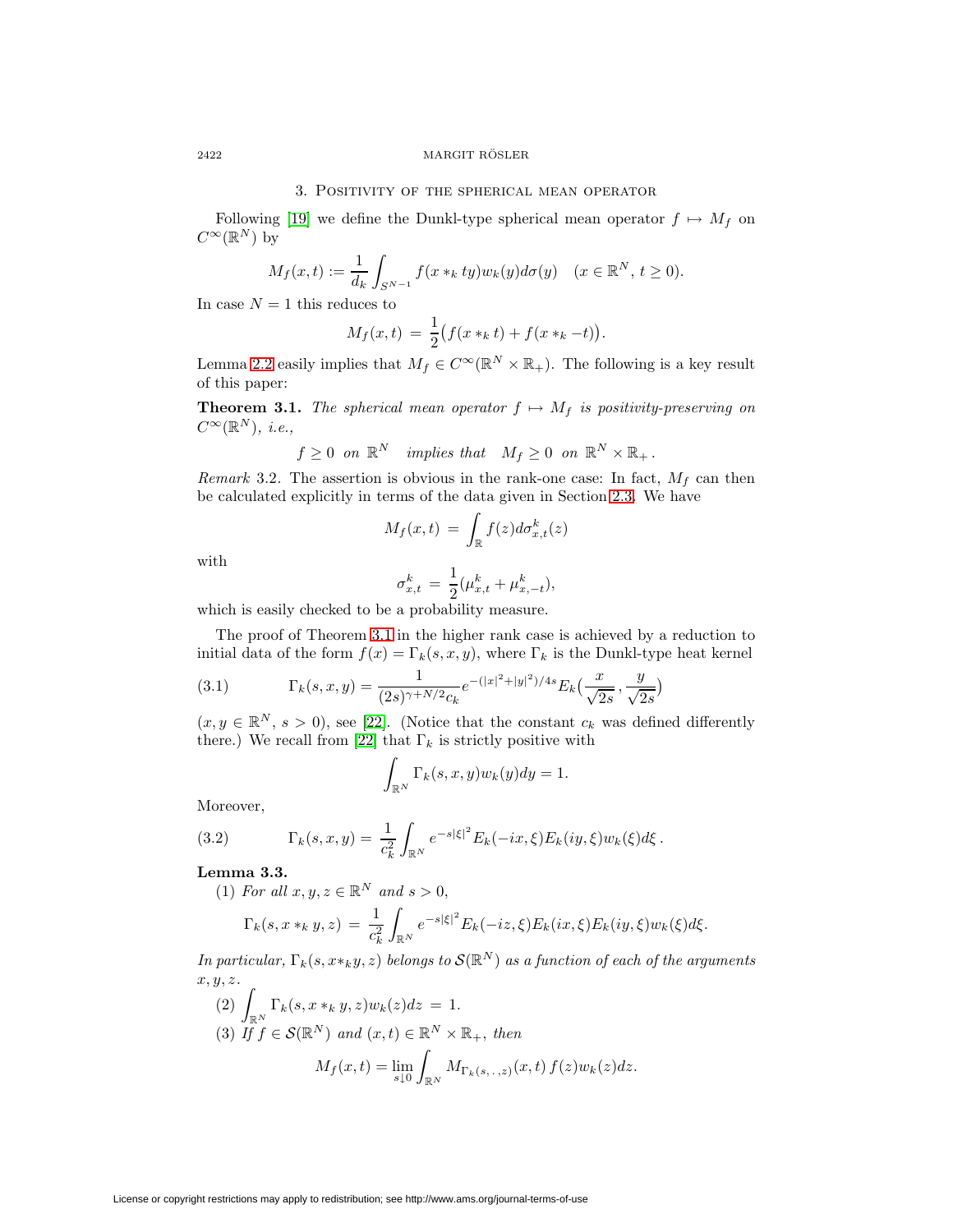## 3. Positivity of the spherical mean operator

Following [19] we define the Dunkl-type spherical mean operator $f \mapsto M_f$ on $C^\infty(\mathbb{R}^N)$ by

$$M_f(x,t) := \frac{1}{d_k}\int_{S^{N-1}} f(x *_k ty) w_k(y) d\sigma(y) \quad (x \in \mathbb{R}^N,\, t \geq 0).$$

In case $N = 1$ this reduces to

$$M_f(x,t) \,=\, \frac{1}{2}\big(f(x *_k t) + f(x *_k -t)\big).$$

Lemma 2.2 easily implies that $M_f \in C^\infty(\mathbb{R}^N \times \mathbb{R}_+)$. The following is a key result of this paper:

**Theorem 3.1.** *The spherical mean operator $f \mapsto M_f$ is positivity-preserving on $C^\infty(\mathbb{R}^N)$, i.e.,*

$$f \geq 0 \;\text{ on } \mathbb{R}^N \quad \text{implies that} \quad M_f \geq 0 \;\text{ on } \mathbb{R}^N \times \mathbb{R}_+\,.$$

*Remark* 3.2. The assertion is obvious in the rank-one case: In fact, $M_f$ can then be calculated explicitly in terms of the data given in Section 2.3. We have

$$M_f(x,t) \,=\, \int_{\mathbb{R}} f(z) d\sigma_{x,t}^k(z)$$

with

$$\sigma_{x,t}^k \,=\, \frac{1}{2}(\mu_{x,t}^k + \mu_{x,-t}^k),$$

which is easily checked to be a probability measure.

The proof of Theorem 3.1 in the higher rank case is achieved by a reduction to initial data of the form $f(x) = \Gamma_k(s,x,y)$, where $\Gamma_k$ is the Dunkl-type heat kernel

$$\Gamma_k(s,x,y) = \frac{1}{(2s)^{\gamma+N/2}c_k} e^{-(|x|^2+|y|^2)/4s} E_k\Big(\frac{x}{\sqrt{2s}}, \frac{y}{\sqrt{2s}}\Big) \tag{3.1}$$

$(x, y \in \mathbb{R}^N,\, s > 0)$, see [22]. (Notice that the constant $c_k$ was defined differently there.) We recall from [22] that $\Gamma_k$ is strictly positive with

$$\int_{\mathbb{R}^N} \Gamma_k(s,x,y) w_k(y) dy = 1.$$

Moreover,

$$\Gamma_k(s,x,y) \,=\, \frac{1}{c_k^2}\int_{\mathbb{R}^N} e^{-s|\xi|^2} E_k(-ix,\xi) E_k(iy,\xi) w_k(\xi) d\xi\,. \tag{3.2}$$

**Lemma 3.3.**

(1) *For all $x, y, z \in \mathbb{R}^N$ and $s > 0$,*

$$\Gamma_k(s, x *_k y, z) \,=\, \frac{1}{c_k^2}\int_{\mathbb{R}^N} e^{-s|\xi|^2} E_k(-iz,\xi) E_k(ix,\xi) E_k(iy,\xi) w_k(\xi) d\xi.$$

*In particular, $\Gamma_k(s, x *_k y, z)$ belongs to $\mathcal{S}(\mathbb{R}^N)$ as a function of each of the arguments $x, y, z$.*

(2) $\displaystyle\int_{\mathbb{R}^N} \Gamma_k(s, x *_k y, z) w_k(z) dz \,=\, 1.$

(3) *If $f \in \mathcal{S}(\mathbb{R}^N)$ and $(x,t) \in \mathbb{R}^N \times \mathbb{R}_+$, then*

$$M_f(x,t) = \lim_{s\downarrow 0} \int_{\mathbb{R}^N} M_{\Gamma_k(s,\,.\,,z)}(x,t)\, f(z) w_k(z) dz.$$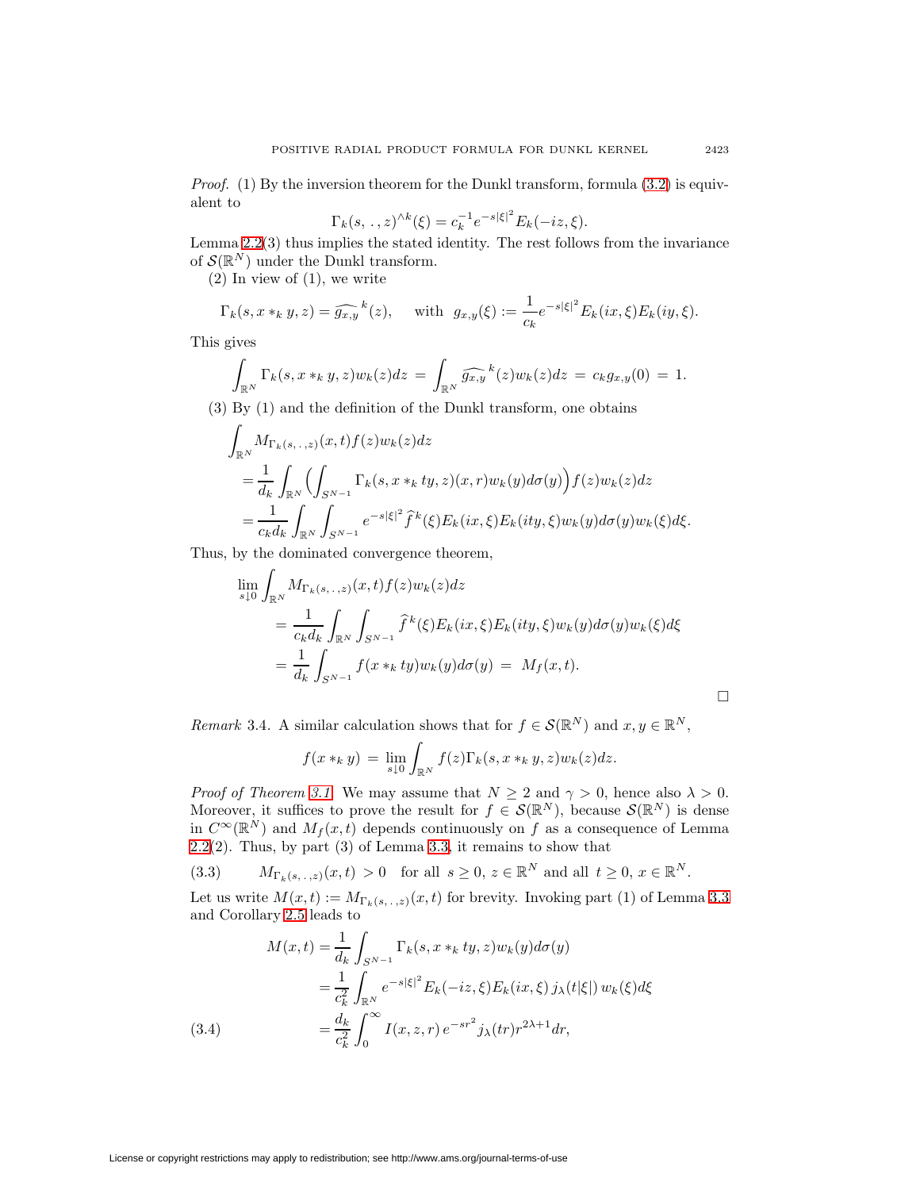*Proof.* (1) By the inversion theorem for the Dunkl transform, formula (3.2) is equivalent to

$$\Gamma_k(s, \,.\,, z)^{\wedge k}(\xi) = c_k^{-1} e^{-s|\xi|^2} E_k(-iz, \xi).$$

Lemma 2.2(3) thus implies the stated identity. The rest follows from the invariance of $\mathcal{S}(\mathbb{R}^N)$ under the Dunkl transform.

(2) In view of (1), we write

$$\Gamma_k(s, x *_k y, z) = \widehat{g_{x,y}}^{\,k}(z), \quad \text{ with } \; g_{x,y}(\xi) := \frac{1}{c_k} e^{-s|\xi|^2} E_k(ix, \xi) E_k(iy, \xi).$$

This gives

$$\int_{\mathbb{R}^N} \Gamma_k(s, x *_k y, z) w_k(z) dz = \int_{\mathbb{R}^N} \widehat{g_{x,y}}^{\,k}(z) w_k(z) dz \,=\, c_k g_{x,y}(0) \,=\, 1.$$

(3) By (1) and the definition of the Dunkl transform, one obtains

$$\begin{aligned}
&\int_{\mathbb{R}^N} M_{\Gamma_k(s, \,.\,, z)}(x,t) f(z) w_k(z) dz \\
&\quad = \frac{1}{d_k} \int_{\mathbb{R}^N} \Big( \int_{S^{N-1}} \Gamma_k(s, x *_k ty, z)(x, r) w_k(y) d\sigma(y) \Big) f(z) w_k(z) dz \\
&\quad = \frac{1}{c_k d_k} \int_{\mathbb{R}^N} \int_{S^{N-1}} e^{-s|\xi|^2} \widehat{f}^{\,k}(\xi) E_k(ix, \xi) E_k(ity, \xi) w_k(y) d\sigma(y) w_k(\xi) d\xi.
\end{aligned}$$

Thus, by the dominated convergence theorem,

$$\begin{aligned}
&\lim_{s \downarrow 0} \int_{\mathbb{R}^N} M_{\Gamma_k(s, \,.\,, z)}(x,t) f(z) w_k(z) dz \\
&\qquad = \frac{1}{c_k d_k} \int_{\mathbb{R}^N} \int_{S^{N-1}} \widehat{f}^{\,k}(\xi) E_k(ix, \xi) E_k(ity, \xi) w_k(y) d\sigma(y) w_k(\xi) d\xi \\
&\qquad = \frac{1}{d_k} \int_{S^{N-1}} f(x *_k ty) w_k(y) d\sigma(y) \,=\, M_f(x,t).
\end{aligned}$$

$\square$

*Remark* 3.4. A similar calculation shows that for $f \in \mathcal{S}(\mathbb{R}^N)$ and $x, y \in \mathbb{R}^N$,

$$f(x *_k y) \,=\, \lim_{s \downarrow 0} \int_{\mathbb{R}^N} f(z) \Gamma_k(s, x *_k y, z) w_k(z) dz.$$

*Proof of Theorem 3.1.* We may assume that $N \geq 2$ and $\gamma > 0$, hence also $\lambda > 0$. Moreover, it suffices to prove the result for $f \in \mathcal{S}(\mathbb{R}^N)$, because $\mathcal{S}(\mathbb{R}^N)$ is dense in $C^\infty(\mathbb{R}^N)$ and $M_f(x,t)$ depends continuously on $f$ as a consequence of Lemma 2.2(2). Thus, by part (3) of Lemma 3.3, it remains to show that

$$M_{\Gamma_k(s, \,.\,, z)}(x,t) \,>\, 0 \quad \text{for all } \; s \geq 0, \; z \in \mathbb{R}^N \text{ and all } \; t \geq 0, \; x \in \mathbb{R}^N. \tag{3.3}$$

Let us write $M(x,t) := M_{\Gamma_k(s, \,.\,, z)}(x,t)$ for brevity. Invoking part (1) of Lemma 3.3 and Corollary 2.5 leads to

$$\begin{aligned}
M(x,t) &= \frac{1}{d_k} \int_{S^{N-1}} \Gamma_k(s, x *_k ty, z) w_k(y) d\sigma(y) \\
&= \frac{1}{c_k^2} \int_{\mathbb{R}^N} e^{-s|\xi|^2} E_k(-iz, \xi) E_k(ix, \xi) \, j_\lambda(t|\xi|) \, w_k(\xi) d\xi \\
&= \frac{d_k}{c_k^2} \int_0^\infty I(x, z, r) \, e^{-sr^2} j_\lambda(tr) r^{2\lambda+1} dr,
\end{aligned} \tag{3.4}$$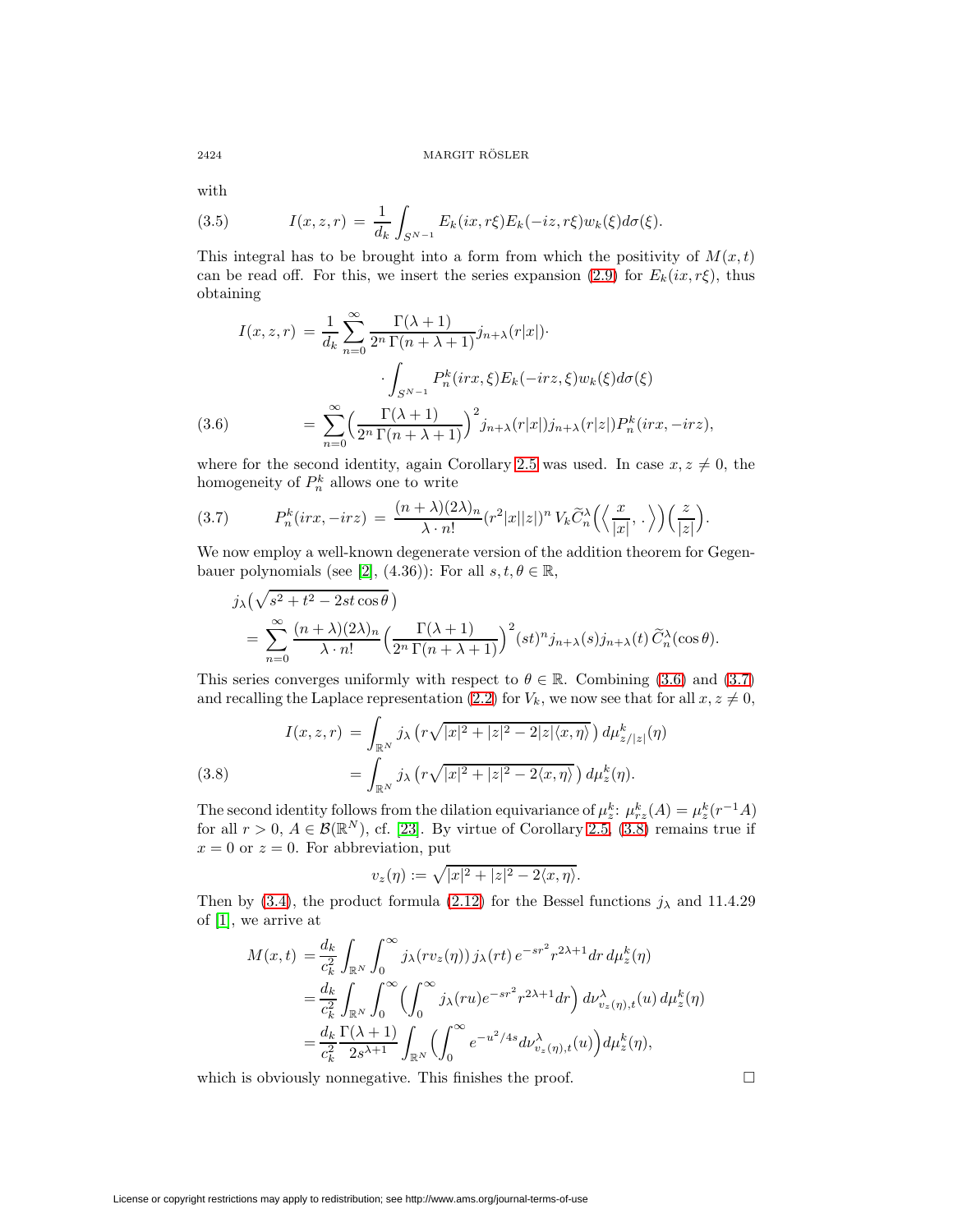with

$$I(x,z,r) \,=\, \frac{1}{d_k}\int_{S^{N-1}} E_k(ix, r\xi)E_k(-iz,r\xi)w_k(\xi)d\sigma(\xi). \tag{3.5}$$

This integral has to be brought into a form from which the positivity of $M(x,t)$ can be read off. For this, we insert the series expansion (2.9) for $E_k(ix,r\xi)$, thus obtaining

$$\begin{aligned} I(x,z,r) \,&=\, \frac{1}{d_k}\sum_{n=0}^\infty \frac{\Gamma(\lambda+1)}{2^n\,\Gamma(n+\lambda+1)} j_{n+\lambda}(r|x|)\cdot \\ &\qquad\qquad \cdot\int_{S^{N-1}} P_n^k(irx,\xi)E_k(-irz,\xi)w_k(\xi)d\sigma(\xi) \\ &= \sum_{n=0}^\infty \Big(\frac{\Gamma(\lambda+1)}{2^n\,\Gamma(n+\lambda+1)}\Big)^2 j_{n+\lambda}(r|x|)j_{n+\lambda}(r|z|)P_n^k(irx,-irz), \end{aligned} \tag{3.6}$$

where for the second identity, again Corollary 2.5 was used. In case $x,z\neq 0$, the homogeneity of $P_n^k$ allows one to write

$$P_n^k(irx,-irz) \,=\, \frac{(n+\lambda)(2\lambda)_n}{\lambda\cdot n!}(r^2|x||z|)^n\, V_k\widetilde{C}_n^\lambda\Big(\Big\langle \frac{x}{|x|},\,.\,\Big\rangle\Big)\Big(\frac{z}{|z|}\Big). \tag{3.7}$$

We now employ a well-known degenerate version of the addition theorem for Gegenbauer polynomials (see [2], (4.36)): For all $s,t,\theta\in\mathbb{R}$,

$$\begin{aligned} &j_\lambda\big(\sqrt{s^2+t^2-2st\cos\theta}\,\big) \\ &\quad= \sum_{n=0}^\infty \frac{(n+\lambda)(2\lambda)_n}{\lambda\cdot n!}\Big(\frac{\Gamma(\lambda+1)}{2^n\,\Gamma(n+\lambda+1)}\Big)^2(st)^n j_{n+\lambda}(s)j_{n+\lambda}(t)\,\widetilde{C}_n^\lambda(\cos\theta). \end{aligned}$$

This series converges uniformly with respect to $\theta\in\mathbb{R}$. Combining (3.6) and (3.7) and recalling the Laplace representation (2.2) for $V_k$, we now see that for all $x,z\neq 0$,

$$\begin{aligned} I(x,z,r) \,&=\, \int_{\mathbb{R}^N} j_\lambda\left(r\sqrt{|x|^2+|z|^2-2|z|\langle x,\eta\rangle}\,\right)d\mu^k_{z/|z|}(\eta) \\ &= \int_{\mathbb{R}^N} j_\lambda\left(r\sqrt{|x|^2+|z|^2-2\langle x,\eta\rangle}\,\right)d\mu^k_{z}(\eta). \end{aligned} \tag{3.8}$$

The second identity follows from the dilation equivariance of $\mu_z^k$: $\mu^k_{rz}(A)=\mu^k_z(r^{-1}A)$ for all $r>0$, $A\in\mathcal{B}(\mathbb{R}^N)$, cf. [23]. By virtue of Corollary 2.5, (3.8) remains true if $x=0$ or $z=0$. For abbreviation, put

$$v_z(\eta) := \sqrt{|x|^2+|z|^2-2\langle x,\eta\rangle}.$$

Then by (3.4), the product formula (2.12) for the Bessel functions $j_\lambda$ and 11.4.29 of [1], we arrive at

$$\begin{aligned} M(x,t) \,&=\frac{d_k}{c_k^2}\int_{\mathbb{R}^N}\int_0^\infty j_\lambda(rv_z(\eta))\,j_\lambda(rt)\,e^{-sr^2}r^{2\lambda+1}dr\,d\mu_z^k(\eta) \\ &= \frac{d_k}{c_k^2}\int_{\mathbb{R}^N}\int_0^\infty\Big(\int_0^\infty j_\lambda(ru)e^{-sr^2}r^{2\lambda+1}dr\Big)\,d\nu^\lambda_{v_z(\eta),t}(u)\,d\mu_z^k(\eta) \\ &= \frac{d_k}{c_k^2}\frac{\Gamma(\lambda+1)}{2s^{\lambda+1}}\int_{\mathbb{R}^N}\Big(\int_0^\infty e^{-u^2/4s}d\nu^\lambda_{v_z(\eta),t}(u)\Big)d\mu_z^k(\eta), \end{aligned}$$

which is obviously nonnegative. This finishes the proof. $\square$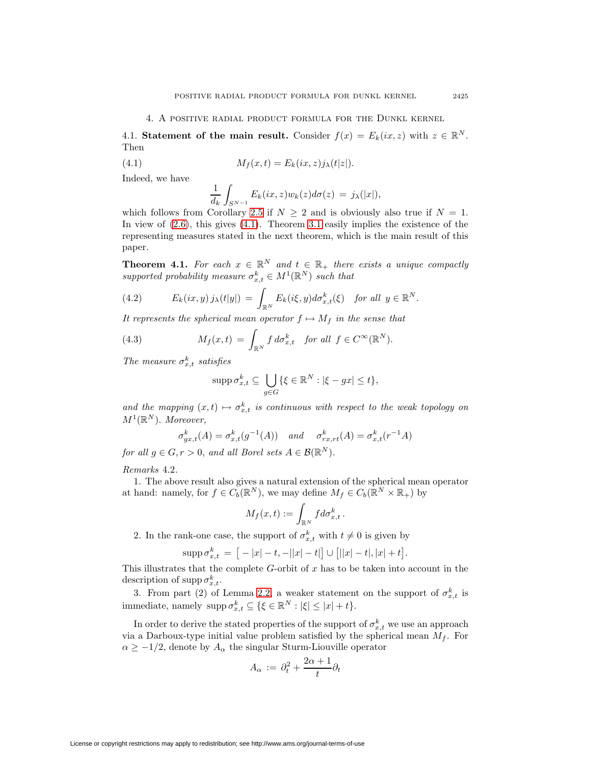## 4. A positive radial product formula for the Dunkl kernel

4.1. **Statement of the main result.** Consider $f(x) = E_k(ix, z)$ with $z \in \mathbb{R}^N$. Then

$$M_f(x,t) = E_k(ix,z) j_\lambda(t|z|). \tag{4.1}$$

Indeed, we have

$$\frac{1}{d_k}\int_{S^{N-1}} E_k(ix,z) w_k(z) d\sigma(z) \,=\, j_\lambda(|x|),$$

which follows from Corollary 2.5 if $N \geq 2$ and is obviously also true if $N = 1$. In view of (2.6), this gives (4.1). Theorem 3.1 easily implies the existence of the representing measures stated in the next theorem, which is the main result of this paper.

**Theorem 4.1.** *For each $x \in \mathbb{R}^N$ and $t \in \mathbb{R}_+$ there exists a unique compactly supported probability measure $\sigma_{x,t}^k \in M^1(\mathbb{R}^N)$ such that*

$$E_k(ix,y)\, j_\lambda(t|y|) \,=\, \int_{\mathbb{R}^N} E_k(i\xi, y) d\sigma_{x,t}^k(\xi) \quad \textit{for all } y \in \mathbb{R}^N. \tag{4.2}$$

*It represents the spherical mean operator $f \mapsto M_f$ in the sense that*

$$M_f(x,t) \,=\, \int_{\mathbb{R}^N} f \, d\sigma_{x,t}^k \quad \textit{for all } f \in C^\infty(\mathbb{R}^N). \tag{4.3}$$

*The measure $\sigma_{x,t}^k$ satisfies*

$$\operatorname{supp} \sigma_{x,t}^k \subseteq \bigcup_{g \in G} \{\xi \in \mathbb{R}^N : |\xi - gx| \leq t\},$$

*and the mapping $(x,t) \mapsto \sigma_{x,t}^k$ is continuous with respect to the weak topology on $M^1(\mathbb{R}^N)$. Moreover,*

$$\sigma_{gx,t}^k(A) = \sigma_{x,t}^k(g^{-1}(A)) \quad \textit{and} \quad \sigma_{rx,rt}^k(A) = \sigma_{x,t}^k(r^{-1}A)$$

*for all $g \in G, r > 0$, and all Borel sets $A \in \mathcal{B}(\mathbb{R}^N)$.*

*Remarks* 4.2.

1. The above result also gives a natural extension of the spherical mean operator at hand: namely, for $f \in C_b(\mathbb{R}^N)$, we may define $M_f \in C_b(\mathbb{R}^N \times \mathbb{R}_+)$ by

$$M_f(x,t) := \int_{\mathbb{R}^N} f d\sigma_{x,t}^k\,.$$

2. In the rank-one case, the support of $\sigma_{x,t}^k$ with $t \neq 0$ is given by

$$\operatorname{supp} \sigma_{x,t}^k \,=\, \big[-|x| - t, -||x| - t|\big] \cup \big[||x| - t|, |x| + t\big].$$

This illustrates that the complete $G$-orbit of $x$ has to be taken into account in the description of $\operatorname{supp} \sigma_{x,t}^k$.

3. From part (2) of Lemma 2.2, a weaker statement on the support of $\sigma_{x,t}^k$ is immediate, namely $\operatorname{supp} \sigma_{x,t}^k \subseteq \{\xi \in \mathbb{R}^N : |\xi| \leq |x| + t\}$.

In order to derive the stated properties of the support of $\sigma_{x,t}^k$ we use an approach via a Darboux-type initial value problem satisfied by the spherical mean $M_f$. For $\alpha \geq -1/2$, denote by $A_\alpha$ the singular Sturm-Liouville operator

$$A_\alpha \,:=\, \partial_t^2 + \frac{2\alpha + 1}{t}\partial_t$$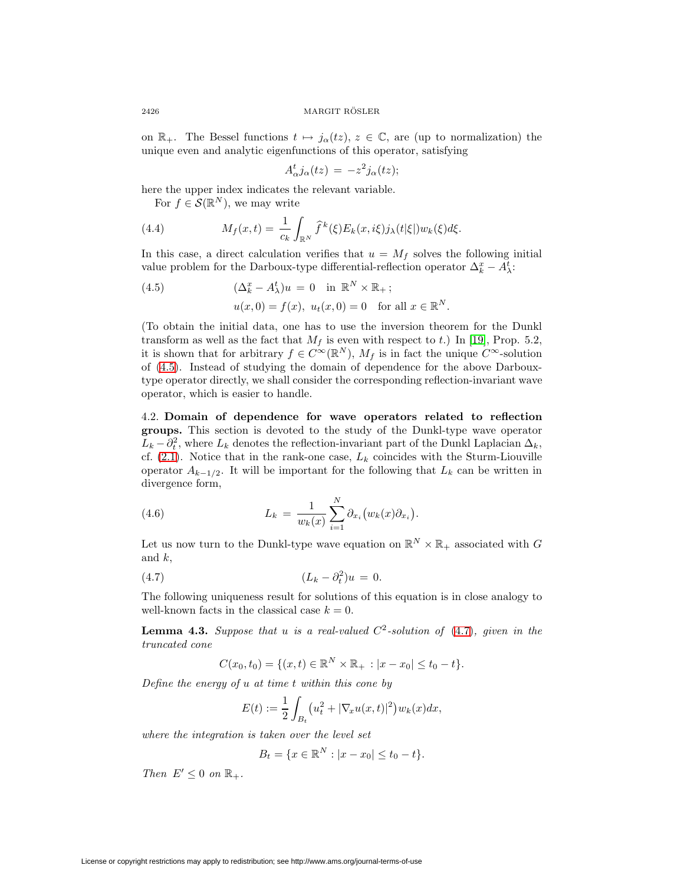on $\mathbb{R}_+$. The Bessel functions $t \mapsto j_\alpha(tz)$, $z \in \mathbb{C}$, are (up to normalization) the unique even and analytic eigenfunctions of this operator, satisfying

$$A_\alpha^t j_\alpha(tz) = -z^2 j_\alpha(tz);$$

here the upper index indicates the relevant variable.

For $f \in \mathcal{S}(\mathbb{R}^N)$, we may write

$$M_f(x,t) = \frac{1}{c_k}\int_{\mathbb{R}^N} \widehat{f}^{\,k}(\xi)E_k(x,i\xi)j_\lambda(t|\xi|)w_k(\xi)d\xi. \tag{4.4}$$

In this case, a direct calculation verifies that $u = M_f$ solves the following initial value problem for the Darboux-type differential-reflection operator $\Delta_k^x - A_\lambda^t$:

$$\begin{aligned} &(\Delta_k^x - A_\lambda^t)u = 0 \quad \text{in } \mathbb{R}^N \times \mathbb{R}_+\,; \\ &u(x,0) = f(x),\ u_t(x,0) = 0 \quad \text{for all } x \in \mathbb{R}^N. \end{aligned} \tag{4.5}$$

(To obtain the initial data, one has to use the inversion theorem for the Dunkl transform as well as the fact that $M_f$ is even with respect to $t$.) In [19], Prop. 5.2, it is shown that for arbitrary $f \in C^\infty(\mathbb{R}^N)$, $M_f$ is in fact the unique $C^\infty$-solution of (4.5). Instead of studying the domain of dependence for the above Darboux-type operator directly, we shall consider the corresponding reflection-invariant wave operator, which is easier to handle.

4.2. **Domain of dependence for wave operators related to reflection groups.** This section is devoted to the study of the Dunkl-type wave operator $L_k - \partial_t^2$, where $L_k$ denotes the reflection-invariant part of the Dunkl Laplacian $\Delta_k$, cf. (2.1). Notice that in the rank-one case, $L_k$ coincides with the Sturm-Liouville operator $A_{k-1/2}$. It will be important for the following that $L_k$ can be written in divergence form,

$$L_k = \frac{1}{w_k(x)}\sum_{i=1}^N \partial_{x_i}\big(w_k(x)\partial_{x_i}\big). \tag{4.6}$$

Let us now turn to the Dunkl-type wave equation on $\mathbb{R}^N \times \mathbb{R}_+$ associated with $G$ and $k$,

$$(L_k - \partial_t^2)u = 0. \tag{4.7}$$

The following uniqueness result for solutions of this equation is in close analogy to well-known facts in the classical case $k = 0$.

**Lemma 4.3.** *Suppose that $u$ is a real-valued $C^2$-solution of* (4.7)*, given in the truncated cone*

$$C(x_0,t_0) = \{(x,t) \in \mathbb{R}^N \times \mathbb{R}_+ : |x - x_0| \le t_0 - t\}.$$

*Define the energy of $u$ at time $t$ within this cone by*

$$E(t) := \frac{1}{2}\int_{B_t}\big(u_t^2 + |\nabla_x u(x,t)|^2\big)w_k(x)dx,$$

*where the integration is taken over the level set*

$$B_t = \{x \in \mathbb{R}^N : |x - x_0| \le t_0 - t\}.$$

*Then $E' \le 0$ on $\mathbb{R}_+$.*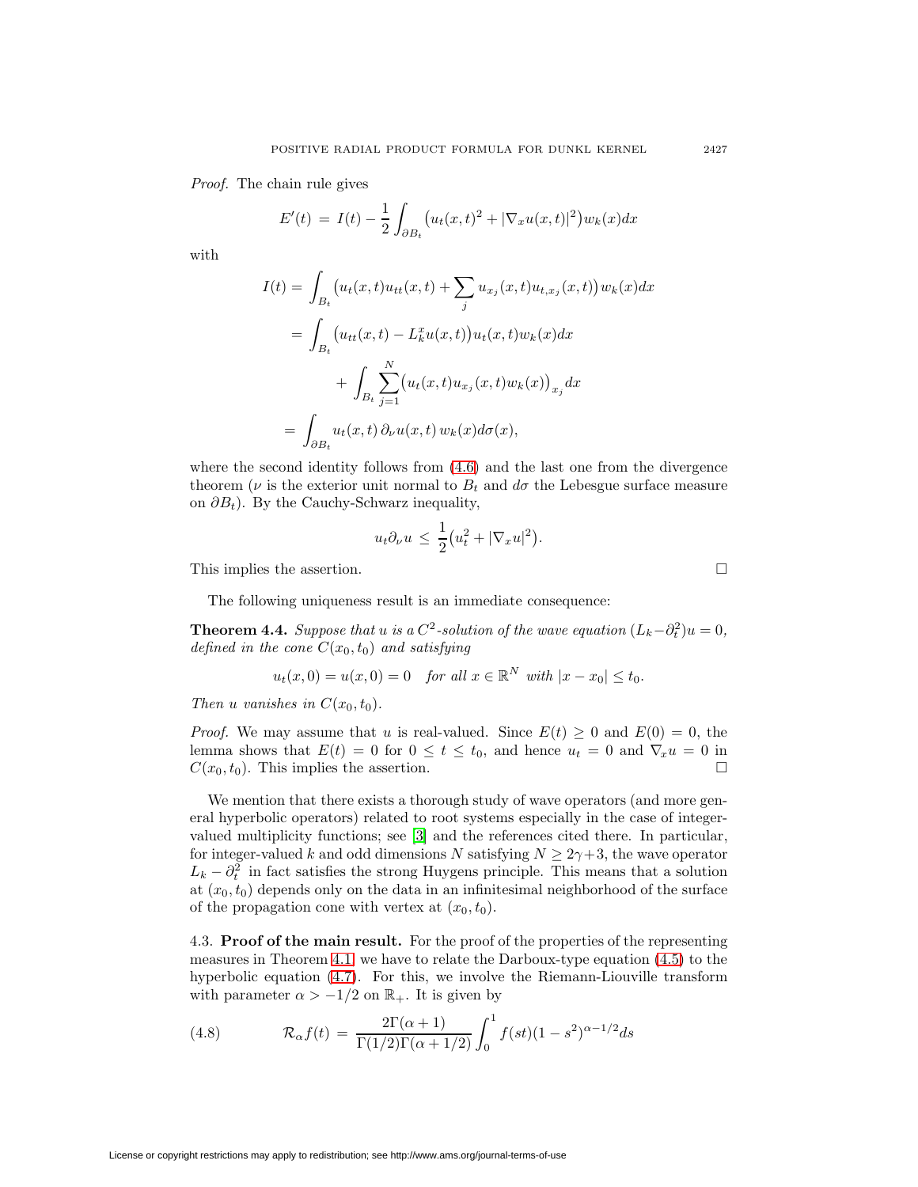*Proof.* The chain rule gives

$$E'(t) \,=\, I(t) - \frac{1}{2}\int_{\partial B_t}\big(u_t(x,t)^2 + |\nabla_x u(x,t)|^2\big)w_k(x)dx$$

with

$$\begin{aligned}
I(t) &= \int_{B_t}\big(u_t(x,t)u_{tt}(x,t) + \sum_j u_{x_j}(x,t)u_{t,x_j}(x,t)\big)\,w_k(x)dx\\
&= \int_{B_t}\big(u_{tt}(x,t) - L_k^x u(x,t)\big)u_t(x,t)w_k(x)dx\\
&\qquad + \int_{B_t}\sum_{j=1}^N\big(u_t(x,t)u_{x_j}(x,t)w_k(x)\big)_{x_j}dx\\
&= \int_{\partial B_t} u_t(x,t)\,\partial_\nu u(x,t)\,w_k(x)d\sigma(x),
\end{aligned}$$

where the second identity follows from (4.6) and the last one from the divergence theorem ($\nu$ is the exterior unit normal to $B_t$ and $d\sigma$ the Lebesgue surface measure on $\partial B_t$). By the Cauchy-Schwarz inequality,

$$u_t\partial_\nu u \,\leq\, \frac{1}{2}\big(u_t^2 + |\nabla_x u|^2\big).$$

This implies the assertion. $\square$

The following uniqueness result is an immediate consequence:

**Theorem 4.4.** *Suppose that $u$ is a $C^2$-solution of the wave equation $(L_k - \partial_t^2)u = 0$, defined in the cone $C(x_0,t_0)$ and satisfying*

$$u_t(x,0) = u(x,0) = 0 \quad \text{for all } x\in\mathbb{R}^N \text{ with } |x-x_0|\leq t_0.$$

*Then $u$ vanishes in $C(x_0,t_0)$.*

*Proof.* We may assume that $u$ is real-valued. Since $E(t)\geq 0$ and $E(0) = 0$, the lemma shows that $E(t) = 0$ for $0\leq t\leq t_0$, and hence $u_t = 0$ and $\nabla_x u = 0$ in $C(x_0,t_0)$. This implies the assertion. $\square$

We mention that there exists a thorough study of wave operators (and more general hyperbolic operators) related to root systems especially in the case of integer-valued multiplicity functions; see [3] and the references cited there. In particular, for integer-valued $k$ and odd dimensions $N$ satisfying $N\geq 2\gamma+3$, the wave operator $L_k - \partial_t^2$ in fact satisfies the strong Huygens principle. This means that a solution at $(x_0,t_0)$ depends only on the data in an infinitesimal neighborhood of the surface of the propagation cone with vertex at $(x_0,t_0)$.

4.3. **Proof of the main result.** For the proof of the properties of the representing measures in Theorem 4.1 we have to relate the Darboux-type equation (4.5) to the hyperbolic equation (4.7). For this, we involve the Riemann-Liouville transform with parameter $\alpha > -1/2$ on $\mathbb{R}_+$. It is given by

$$\mathcal{R}_\alpha f(t) \,=\, \frac{2\Gamma(\alpha+1)}{\Gamma(1/2)\Gamma(\alpha+1/2)}\int_0^1 f(st)(1-s^2)^{\alpha-1/2}ds \tag{4.8}$$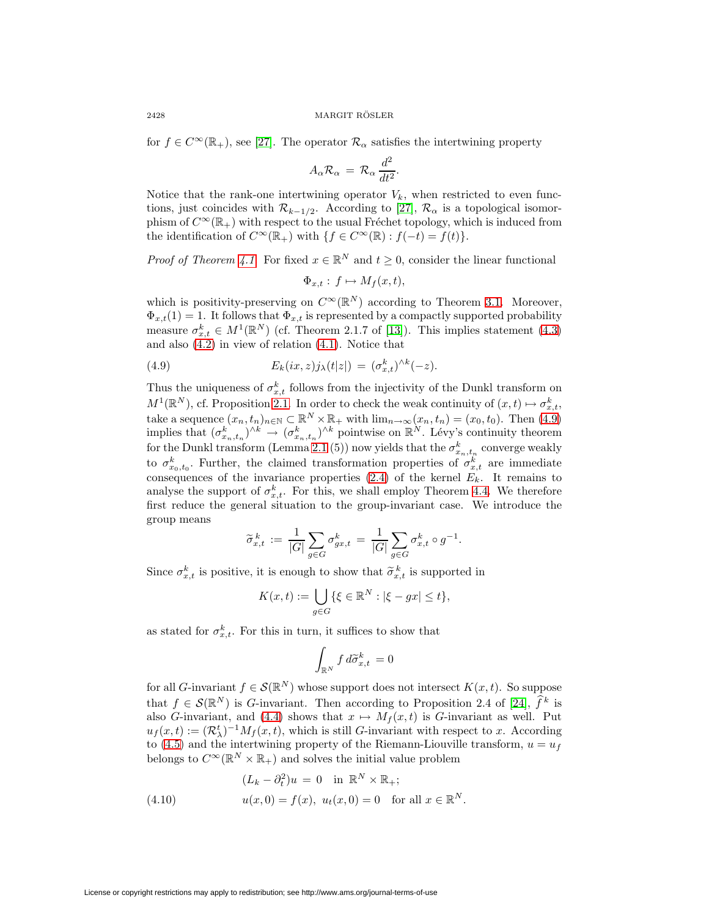for $f \in C^\infty(\mathbb{R}_+)$, see [27]. The operator $\mathcal{R}_\alpha$ satisfies the intertwining property

$$A_\alpha \mathcal{R}_\alpha \,=\, \mathcal{R}_\alpha \frac{d^2}{dt^2}.$$

Notice that the rank-one intertwining operator $V_k$, when restricted to even functions, just coincides with $\mathcal{R}_{k-1/2}$. According to [27], $\mathcal{R}_\alpha$ is a topological isomorphism of $C^\infty(\mathbb{R}_+)$ with respect to the usual Fréchet topology, which is induced from the identification of $C^\infty(\mathbb{R}_+)$ with $\{f \in C^\infty(\mathbb{R}) : f(-t) = f(t)\}$.

*Proof of Theorem 4.1.* For fixed $x \in \mathbb{R}^N$ and $t \geq 0$, consider the linear functional

$$\Phi_{x,t} : \, f \mapsto M_f(x,t),$$

which is positivity-preserving on $C^\infty(\mathbb{R}^N)$ according to Theorem 3.1. Moreover, $\Phi_{x,t}(1) = 1$. It follows that $\Phi_{x,t}$ is represented by a compactly supported probability measure $\sigma_{x,t}^k \in M^1(\mathbb{R}^N)$ (cf. Theorem 2.1.7 of [13]). This implies statement (4.3) and also (4.2) in view of relation (4.1). Notice that

$$E_k(ix,z) j_\lambda(t|z|) \,=\, (\sigma_{x,t}^k)^{\wedge k}(-z). \tag{4.9}$$

Thus the uniqueness of $\sigma_{x,t}^k$ follows from the injectivity of the Dunkl transform on $M^1(\mathbb{R}^N)$, cf. Proposition 2.1. In order to check the weak continuity of $(x,t) \mapsto \sigma_{x,t}^k$, take a sequence $(x_n, t_n)_{n\in\mathbb{N}} \subset \mathbb{R}^N \times \mathbb{R}_+$ with $\lim_{n\to\infty}(x_n,t_n) = (x_0,t_0)$. Then (4.9) implies that $(\sigma_{x_n,t_n}^k)^{\wedge k} \to (\sigma_{x_n,t_n}^k)^{\wedge k}$ pointwise on $\mathbb{R}^N$. Lévy's continuity theorem for the Dunkl transform (Lemma 2.1 (5)) now yields that the $\sigma_{x_n,t_n}^k$ converge weakly to $\sigma_{x_0,t_0}^k$. Further, the claimed transformation properties of $\sigma_{x,t}^k$ are immediate consequences of the invariance properties (2.4) of the kernel $E_k$. It remains to analyse the support of $\sigma_{x,t}^k$. For this, we shall employ Theorem 4.4. We therefore first reduce the general situation to the group-invariant case. We introduce the group means

$$\widetilde{\sigma}_{x,t}^k \,:=\, \frac{1}{|G|}\sum_{g\in G} \sigma_{gx,t}^k \,=\, \frac{1}{|G|}\sum_{g\in G} \sigma_{x,t}^k \circ g^{-1}.$$

Since $\sigma_{x,t}^k$ is positive, it is enough to show that $\widetilde{\sigma}_{x,t}^k$ is supported in

$$K(x,t) := \bigcup_{g\in G} \{\xi \in \mathbb{R}^N : |\xi - gx| \leq t\},$$

as stated for $\sigma_{x,t}^k$. For this in turn, it suffices to show that

$$\int_{\mathbb{R}^N} f \, d\widetilde{\sigma}_{x,t}^k \,=0$$

for all $G$-invariant $f \in \mathcal{S}(\mathbb{R}^N)$ whose support does not intersect $K(x,t)$. So suppose that $f \in \mathcal{S}(\mathbb{R}^N)$ is $G$-invariant. Then according to Proposition 2.4 of [24], $\widehat{f}^{\,k}$ is also $G$-invariant, and (4.4) shows that $x \mapsto M_f(x,t)$ is $G$-invariant as well. Put $u_f(x,t) := (\mathcal{R}_\lambda^t)^{-1} M_f(x,t)$, which is still $G$-invariant with respect to $x$. According to (4.5) and the intertwining property of the Riemann-Liouville transform, $u = u_f$ belongs to $C^\infty(\mathbb{R}^N \times \mathbb{R}_+)$ and solves the initial value problem

$$\begin{aligned} &(L_k - \partial_t^2)u \,=\, 0 \quad \text{in } \mathbb{R}^N \times \mathbb{R}_+; \\ &u(x,0) = f(x), \;\, u_t(x,0) = 0 \quad \text{for all } x \in \mathbb{R}^N. \end{aligned} \tag{4.10}$$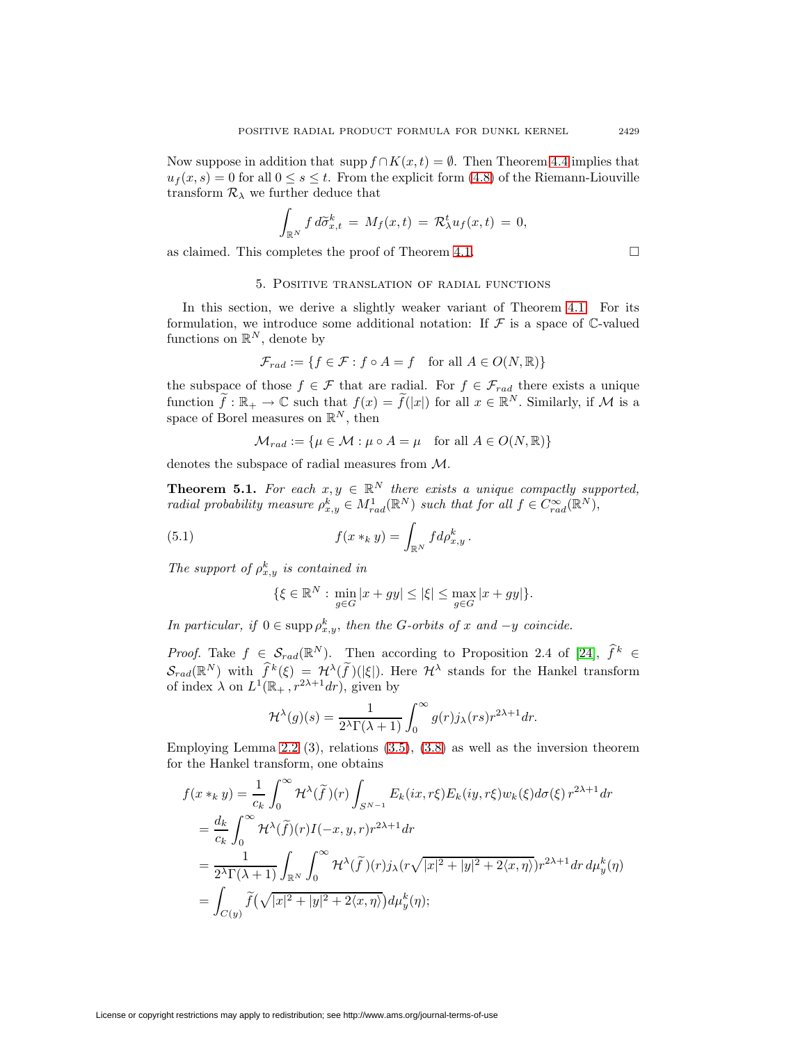Now suppose in addition that $\operatorname{supp} f \cap K(x,t) = \emptyset$. Then Theorem 4.4 implies that $u_f(x,s) = 0$ for all $0 \le s \le t$. From the explicit form (4.8) of the Riemann-Liouville transform $\mathcal{R}_\lambda$ we further deduce that

$$\int_{\mathbb{R}^N} f \, d\widetilde{\sigma}^k_{x,t} \,=\, M_f(x,t) \,=\, \mathcal{R}^t_\lambda u_f(x,t) \,=\, 0,$$

as claimed. This completes the proof of Theorem 4.1. $\square$

## 5. Positive translation of radial functions

In this section, we derive a slightly weaker variant of Theorem 4.1. For its formulation, we introduce some additional notation: If $\mathcal{F}$ is a space of $\mathbb{C}$-valued functions on $\mathbb{R}^N$, denote by

$$\mathcal{F}_{rad} := \{f \in \mathcal{F} : f \circ A = f \quad \text{for all } A \in O(N, \mathbb{R})\}$$

the subspace of those $f \in \mathcal{F}$ that are radial. For $f \in \mathcal{F}_{rad}$ there exists a unique function $\widetilde{f} : \mathbb{R}_+ \to \mathbb{C}$ such that $f(x) = \widetilde{f}(|x|)$ for all $x \in \mathbb{R}^N$. Similarly, if $\mathcal{M}$ is a space of Borel measures on $\mathbb{R}^N$, then

$$\mathcal{M}_{rad} := \{\mu \in \mathcal{M} : \mu \circ A = \mu \quad \text{for all } A \in O(N, \mathbb{R})\}$$

denotes the subspace of radial measures from $\mathcal{M}$.

**Theorem 5.1.** *For each $x, y \in \mathbb{R}^N$ there exists a unique compactly supported, radial probability measure $\rho^k_{x,y} \in M^1_{rad}(\mathbb{R}^N)$ such that for all $f \in C^\infty_{rad}(\mathbb{R}^N)$,*

$$f(x *_k y) = \int_{\mathbb{R}^N} f d\rho^k_{x,y}\,. \tag{5.1}$$

*The support of $\rho^k_{x,y}$ is contained in*

$$\{\xi \in \mathbb{R}^N : \min_{g \in G} |x + gy| \le |\xi| \le \max_{g \in G} |x + gy|\}.$$

*In particular, if $0 \in \operatorname{supp} \rho^k_{x,y}$, then the $G$-orbits of $x$ and $-y$ coincide.*

*Proof.* Take $f \in \mathcal{S}_{rad}(\mathbb{R}^N)$. Then according to Proposition 2.4 of [24], $\widehat{f}^k \in \mathcal{S}_{rad}(\mathbb{R}^N)$ with $\widehat{f}^k(\xi) = \mathcal{H}^\lambda(\widetilde{f})(|\xi|)$. Here $\mathcal{H}^\lambda$ stands for the Hankel transform of index $\lambda$ on $L^1(\mathbb{R}_+, r^{2\lambda+1}dr)$, given by

$$\mathcal{H}^\lambda(g)(s) = \frac{1}{2^\lambda \Gamma(\lambda+1)} \int_0^\infty g(r) j_\lambda(rs) r^{2\lambda+1} dr.$$

Employing Lemma 2.2 (3), relations (3.5), (3.8) as well as the inversion theorem for the Hankel transform, one obtains

$$\begin{aligned}
f(x *_k y) &= \frac{1}{c_k} \int_0^\infty \mathcal{H}^\lambda(\widetilde{f})(r) \int_{S^{N-1}} E_k(ix, r\xi) E_k(iy, r\xi) w_k(\xi) d\sigma(\xi)\, r^{2\lambda+1} dr \\
&= \frac{d_k}{c_k} \int_0^\infty \mathcal{H}^\lambda(\widetilde{f})(r) I(-x, y, r) r^{2\lambda+1} dr \\
&= \frac{1}{2^\lambda \Gamma(\lambda+1)} \int_{\mathbb{R}^N} \int_0^\infty \mathcal{H}^\lambda(\widetilde{f})(r) j_\lambda(r\sqrt{|x|^2 + |y|^2 + 2\langle x, \eta\rangle}) r^{2\lambda+1} dr\, d\mu^k_y(\eta) \\
&= \int_{C(y)} \widetilde{f}\big(\sqrt{|x|^2 + |y|^2 + 2\langle x, \eta\rangle}\big) d\mu^k_y(\eta);
\end{aligned}$$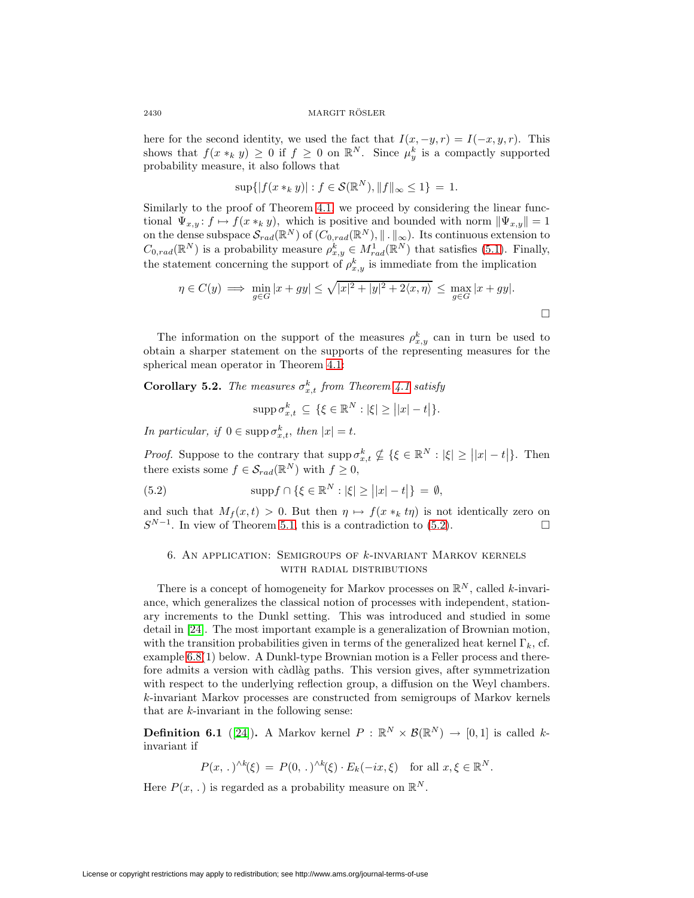here for the second identity, we used the fact that $I(x,-y,r) = I(-x,y,r)$. This shows that $f(x *_k y) \geq 0$ if $f \geq 0$ on $\mathbb{R}^N$. Since $\mu_y^k$ is a compactly supported probability measure, it also follows that

$$\sup\{|f(x *_k y)| : f \in \mathcal{S}(\mathbb{R}^N), \|f\|_\infty \leq 1\} \,=\, 1.$$

Similarly to the proof of Theorem 4.1, we proceed by considering the linear functional $\Psi_{x,y}\colon f \mapsto f(x *_k y)$, which is positive and bounded with norm $\|\Psi_{x,y}\| = 1$ on the dense subspace $\mathcal{S}_{rad}(\mathbb{R}^N)$ of $(C_{0,rad}(\mathbb{R}^N), \|\,.\,\|_\infty)$. Its continuous extension to $C_{0,rad}(\mathbb{R}^N)$ is a probability measure $\rho_{x,y}^k \in M_{rad}^1(\mathbb{R}^N)$ that satisfies (5.1). Finally, the statement concerning the support of $\rho_{x,y}^k$ is immediate from the implication

$$\eta \in C(y) \implies \min_{g\in G}|x+gy| \leq \sqrt{|x|^2 + |y|^2 + 2\langle x, \eta\rangle} \,\leq\, \max_{g\in G}|x+gy|.$$

□

The information on the support of the measures $\rho_{x,y}^k$ can in turn be used to obtain a sharper statement on the supports of the representing measures for the spherical mean operator in Theorem 4.1:

**Corollary 5.2.** *The measures $\sigma_{x,t}^k$ from Theorem 4.1 satisfy*

$$\operatorname{supp}\sigma_{x,t}^k \,\subseteq\, \{\xi \in \mathbb{R}^N : |\xi| \geq \big||x| - t\big|\}.$$

*In particular, if $0 \in \operatorname{supp}\sigma_{x,t}^k$, then $|x| = t$.*

*Proof.* Suppose to the contrary that $\operatorname{supp}\sigma_{x,t}^k \not\subseteq \{\xi \in \mathbb{R}^N : |\xi| \geq \big||x| - t\big|\}$. Then there exists some $f \in \mathcal{S}_{rad}(\mathbb{R}^N)$ with $f \geq 0$,

$$\operatorname{supp} f \cap \{\xi \in \mathbb{R}^N : |\xi| \geq \big||x| - t\big|\} \,=\, \emptyset, \tag{5.2}$$

and such that $M_f(x,t) > 0$. But then $\eta \mapsto f(x *_k t\eta)$ is not identically zero on $S^{N-1}$. In view of Theorem 5.1, this is a contradiction to (5.2). □

## 6. An application: Semigroups of $k$-invariant Markov kernels with radial distributions

There is a concept of homogeneity for Markov processes on $\mathbb{R}^N$, called $k$-invariance, which generalizes the classical notion of processes with independent, stationary increments to the Dunkl setting. This was introduced and studied in some detail in [24]. The most important example is a generalization of Brownian motion, with the transition probabilities given in terms of the generalized heat kernel $\Gamma_k$, cf. example 6.8(1) below. A Dunkl-type Brownian motion is a Feller process and therefore admits a version with càdlàg paths. This version gives, after symmetrization with respect to the underlying reflection group, a diffusion on the Weyl chambers. $k$-invariant Markov processes are constructed from semigroups of Markov kernels that are $k$-invariant in the following sense:

**Definition 6.1** ([24]). A Markov kernel $P : \mathbb{R}^N \times \mathcal{B}(\mathbb{R}^N) \to [0,1]$ is called $k$-invariant if

$$P(x,\,.\,)^{\wedge k}(\xi) \,=\, P(0,\,.\,)^{\wedge k}(\xi)\cdot E_k(-ix,\xi) \quad \text{for all } x,\xi \in \mathbb{R}^N.$$

Here $P(x,\,.\,)$ is regarded as a probability measure on $\mathbb{R}^N$.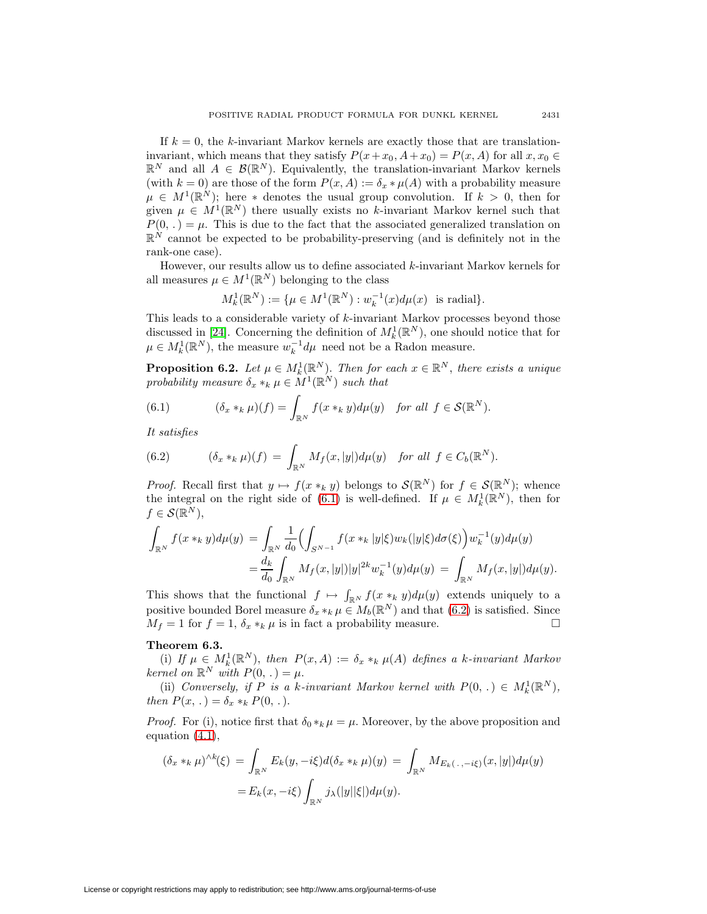If $k = 0$, the $k$-invariant Markov kernels are exactly those that are translation-invariant, which means that they satisfy $P(x+x_0, A+x_0) = P(x,A)$ for all $x, x_0 \in \mathbb{R}^N$ and all $A \in \mathcal{B}(\mathbb{R}^N)$. Equivalently, the translation-invariant Markov kernels (with $k=0$) are those of the form $P(x,A) := \delta_x * \mu(A)$ with a probability measure $\mu \in M^1(\mathbb{R}^N)$; here $*$ denotes the usual group convolution. If $k > 0$, then for given $\mu \in M^1(\mathbb{R}^N)$ there usually exists no $k$-invariant Markov kernel such that $P(0, .) = \mu$. This is due to the fact that the associated generalized translation on $\mathbb{R}^N$ cannot be expected to be probability-preserving (and is definitely not in the rank-one case).

However, our results allow us to define associated $k$-invariant Markov kernels for all measures $\mu \in M^1(\mathbb{R}^N)$ belonging to the class

$$M_k^1(\mathbb{R}^N) := \{\mu \in M^1(\mathbb{R}^N) : w_k^{-1}(x)d\mu(x) \text{ is radial}\}.$$

This leads to a considerable variety of $k$-invariant Markov processes beyond those discussed in [24]. Concerning the definition of $M_k^1(\mathbb{R}^N)$, one should notice that for $\mu \in M_k^1(\mathbb{R}^N)$, the measure $w_k^{-1}d\mu$ need not be a Radon measure.

**Proposition 6.2.** *Let $\mu \in M_k^1(\mathbb{R}^N)$. Then for each $x \in \mathbb{R}^N$, there exists a unique probability measure $\delta_x *_k \mu \in M^1(\mathbb{R}^N)$ such that*

$$(\delta_x *_k \mu)(f) = \int_{\mathbb{R}^N} f(x *_k y)d\mu(y) \quad \textit{for all } f \in \mathcal{S}(\mathbb{R}^N). \tag{6.1}$$

*It satisfies*

$$(\delta_x *_k \mu)(f) = \int_{\mathbb{R}^N} M_f(x, |y|)d\mu(y) \quad \textit{for all } f \in C_b(\mathbb{R}^N). \tag{6.2}$$

*Proof.* Recall first that $y \mapsto f(x *_k y)$ belongs to $\mathcal{S}(\mathbb{R}^N)$ for $f \in \mathcal{S}(\mathbb{R}^N)$; whence the integral on the right side of (6.1) is well-defined. If $\mu \in M_k^1(\mathbb{R}^N)$, then for $f \in \mathcal{S}(\mathbb{R}^N)$,

$$\begin{aligned}
\int_{\mathbb{R}^N} f(x *_k y)d\mu(y) &= \int_{\mathbb{R}^N} \frac{1}{d_0}\Big(\int_{S^{N-1}} f(x *_k |y|\xi)w_k(|y|\xi)d\sigma(\xi)\Big)w_k^{-1}(y)d\mu(y) \\
&= \frac{d_k}{d_0}\int_{\mathbb{R}^N} M_f(x,|y|)|y|^{2k}w_k^{-1}(y)d\mu(y) = \int_{\mathbb{R}^N} M_f(x,|y|)d\mu(y).
\end{aligned}$$

This shows that the functional $f \mapsto \int_{\mathbb{R}^N} f(x *_k y)d\mu(y)$ extends uniquely to a positive bounded Borel measure $\delta_x *_k \mu \in M_b(\mathbb{R}^N)$ and that (6.2) is satisfied. Since $M_f = 1$ for $f = 1$, $\delta_x *_k \mu$ is in fact a probability measure. $\square$

**Theorem 6.3.**

(i) *If $\mu \in M_k^1(\mathbb{R}^N)$, then $P(x,A) := \delta_x *_k \mu(A)$ defines a $k$-invariant Markov kernel on $\mathbb{R}^N$ with $P(0, .) = \mu$.*

(ii) *Conversely, if $P$ is a $k$-invariant Markov kernel with $P(0, .) \in M_k^1(\mathbb{R}^N)$, then $P(x, .) = \delta_x *_k P(0, .)$.*

*Proof.* For (i), notice first that $\delta_0 *_k \mu = \mu$. Moreover, by the above proposition and equation (4.1),

$$\begin{aligned}
(\delta_x *_k \mu)^{\wedge k}(\xi) &= \int_{\mathbb{R}^N} E_k(y, -i\xi)d(\delta_x *_k \mu)(y) = \int_{\mathbb{R}^N} M_{E_k(\,.\,,-i\xi)}(x,|y|)d\mu(y) \\
&= E_k(x, -i\xi)\int_{\mathbb{R}^N} j_\lambda(|y||\xi|)d\mu(y).
\end{aligned}$$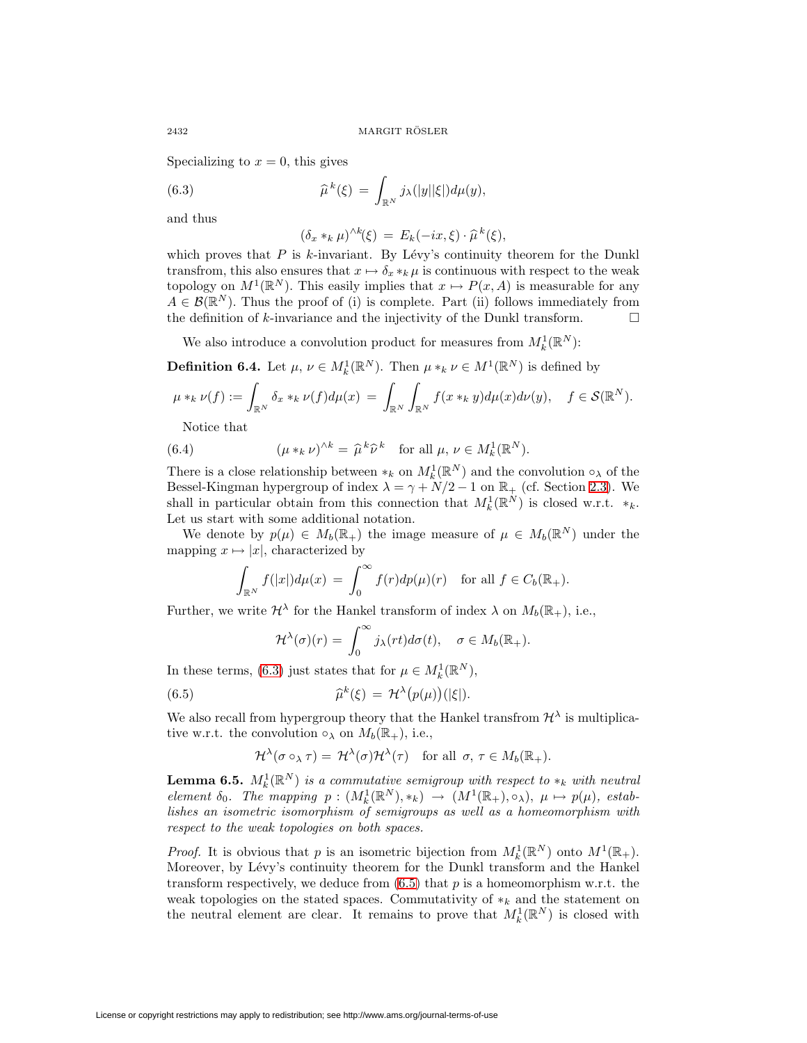Specializing to $x = 0$, this gives

$$\widehat{\mu}^k(\xi) = \int_{\mathbb{R}^N} j_\lambda(|y||\xi|)d\mu(y), \tag{6.3}$$

and thus

$$(\delta_x *_k \mu)^{\wedge k}(\xi) = E_k(-ix, \xi) \cdot \widehat{\mu}^k(\xi),$$

which proves that $P$ is $k$-invariant. By Lévy's continuity theorem for the Dunkl transfrom, this also ensures that $x \mapsto \delta_x *_k \mu$ is continuous with respect to the weak topology on $M^1(\mathbb{R}^N)$. This easily implies that $x \mapsto P(x, A)$ is measurable for any $A \in \mathcal{B}(\mathbb{R}^N)$. Thus the proof of (i) is complete. Part (ii) follows immediately from the definition of $k$-invariance and the injectivity of the Dunkl transform. $\square$

We also introduce a convolution product for measures from $M_k^1(\mathbb{R}^N)$:

**Definition 6.4.** Let $\mu, \nu \in M_k^1(\mathbb{R}^N)$. Then $\mu *_k \nu \in M^1(\mathbb{R}^N)$ is defined by

$$\mu *_k \nu(f) := \int_{\mathbb{R}^N} \delta_x *_k \nu(f) d\mu(x) = \int_{\mathbb{R}^N} \int_{\mathbb{R}^N} f(x *_k y) d\mu(x) d\nu(y), \quad f \in \mathcal{S}(\mathbb{R}^N).$$

Notice that

$$(\mu *_k \nu)^{\wedge k} = \widehat{\mu}^k \widehat{\nu}^k \quad \text{for all } \mu, \nu \in M_k^1(\mathbb{R}^N). \tag{6.4}$$

There is a close relationship between $*_k$ on $M_k^1(\mathbb{R}^N)$ and the convolution $\circ_\lambda$ of the Bessel-Kingman hypergroup of index $\lambda = \gamma + N/2 - 1$ on $\mathbb{R}_+$ (cf. Section 2.3). We shall in particular obtain from this connection that $M_k^1(\mathbb{R}^N)$ is closed w.r.t. $*_k$. Let us start with some additional notation.

We denote by $p(\mu) \in M_b(\mathbb{R}_+)$ the image measure of $\mu \in M_b(\mathbb{R}^N)$ under the mapping $x \mapsto |x|$, characterized by

$$\int_{\mathbb{R}^N} f(|x|) d\mu(x) = \int_0^\infty f(r) dp(\mu)(r) \quad \text{for all } f \in C_b(\mathbb{R}_+).$$

Further, we write $\mathcal{H}^\lambda$ for the Hankel transform of index $\lambda$ on $M_b(\mathbb{R}_+)$, i.e.,

$$\mathcal{H}^\lambda(\sigma)(r) = \int_0^\infty j_\lambda(rt) d\sigma(t), \quad \sigma \in M_b(\mathbb{R}_+).$$

In these terms, (6.3) just states that for $\mu \in M_k^1(\mathbb{R}^N)$,

$$\widehat{\mu}^k(\xi) = \mathcal{H}^\lambda\big(p(\mu)\big)(|\xi|). \tag{6.5}$$

We also recall from hypergroup theory that the Hankel transfrom $\mathcal{H}^\lambda$ is multiplicative w.r.t. the convolution $\circ_\lambda$ on $M_b(\mathbb{R}_+)$, i.e.,

$$\mathcal{H}^\lambda(\sigma \circ_\lambda \tau) = \mathcal{H}^\lambda(\sigma)\mathcal{H}^\lambda(\tau) \quad \text{for all } \sigma, \tau \in M_b(\mathbb{R}_+).$$

**Lemma 6.5.** *$M_k^1(\mathbb{R}^N)$ is a commutative semigroup with respect to $*_k$ with neutral element $\delta_0$. The mapping $p : (M_k^1(\mathbb{R}^N), *_k) \to (M^1(\mathbb{R}_+), \circ_\lambda)$, $\mu \mapsto p(\mu)$, establishes an isometric isomorphism of semigroups as well as a homeomorphism with respect to the weak topologies on both spaces.*

*Proof.* It is obvious that $p$ is an isometric bijection from $M_k^1(\mathbb{R}^N)$ onto $M^1(\mathbb{R}_+)$. Moreover, by Lévy's continuity theorem for the Dunkl transform and the Hankel transform respectively, we deduce from (6.5) that $p$ is a homeomorphism w.r.t. the weak topologies on the stated spaces. Commutativity of $*_k$ and the statement on the neutral element are clear. It remains to prove that $M_k^1(\mathbb{R}^N)$ is closed with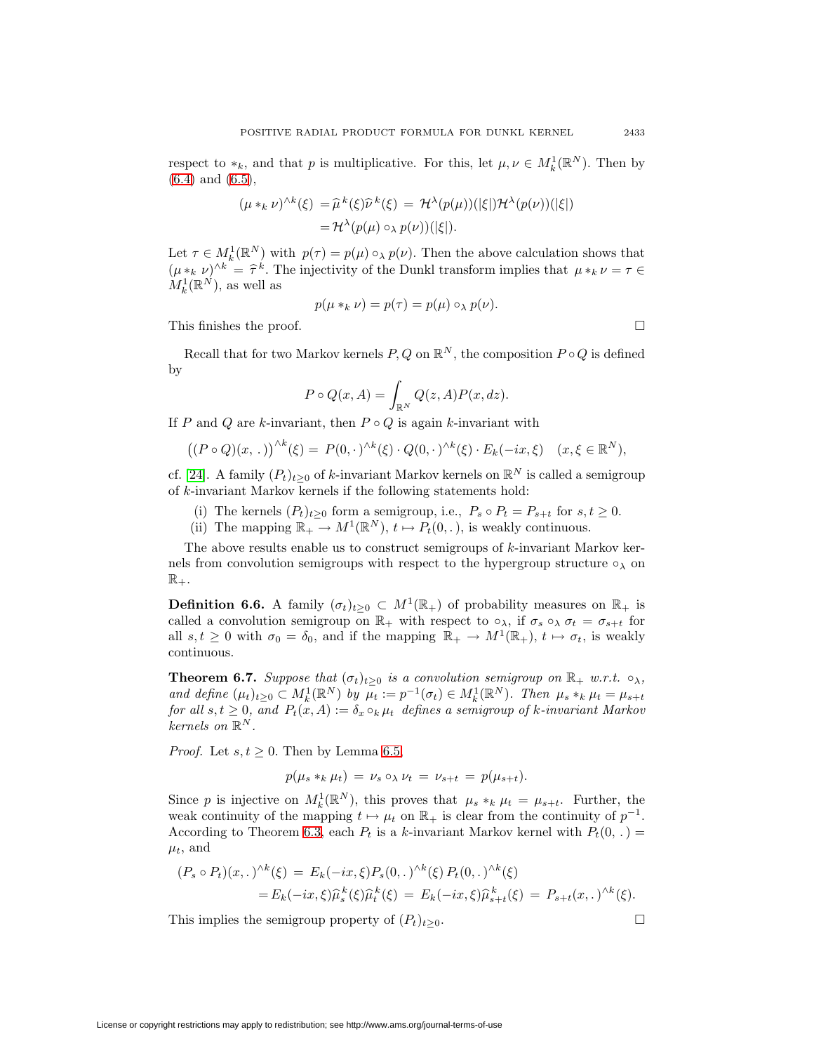respect to $*_k$, and that $p$ is multiplicative. For this, let $\mu, \nu \in M_k^1(\mathbb{R}^N)$. Then by (6.4) and (6.5),

$$\begin{aligned}(\mu *_k \nu)^{\wedge k}(\xi) &= \widehat{\mu}^{\,k}(\xi)\widehat{\nu}^{\,k}(\xi) = \mathcal{H}^\lambda(p(\mu))(|\xi|)\mathcal{H}^\lambda(p(\nu))(|\xi|) \\ &= \mathcal{H}^\lambda(p(\mu) \circ_\lambda p(\nu))(|\xi|).\end{aligned}$$

Let $\tau \in M_k^1(\mathbb{R}^N)$ with $p(\tau) = p(\mu) \circ_\lambda p(\nu)$. Then the above calculation shows that $(\mu *_k \nu)^{\wedge k} = \widehat{\tau}^{\,k}$. The injectivity of the Dunkl transform implies that $\mu *_k \nu = \tau \in M_k^1(\mathbb{R}^N)$, as well as

$$p(\mu *_k \nu) = p(\tau) = p(\mu) \circ_\lambda p(\nu).$$

This finishes the proof. $\square$

Recall that for two Markov kernels $P, Q$ on $\mathbb{R}^N$, the composition $P \circ Q$ is defined by

$$P \circ Q(x, A) = \int_{\mathbb{R}^N} Q(z, A) P(x, dz).$$

If $P$ and $Q$ are $k$-invariant, then $P \circ Q$ is again $k$-invariant with

$$\big((P \circ Q)(x, .)\big)^{\wedge k}(\xi) = P(0, \cdot)^{\wedge k}(\xi) \cdot Q(0, \cdot)^{\wedge k}(\xi) \cdot E_k(-ix, \xi) \quad (x, \xi \in \mathbb{R}^N),$$

cf. [24]. A family $(P_t)_{t \geq 0}$ of $k$-invariant Markov kernels on $\mathbb{R}^N$ is called a semigroup of $k$-invariant Markov kernels if the following statements hold:

(i) The kernels $(P_t)_{t \geq 0}$ form a semigroup, i.e., $P_s \circ P_t = P_{s+t}$ for $s, t \geq 0$.

(ii) The mapping $\mathbb{R}_+ \to M^1(\mathbb{R}^N)$, $t \mapsto P_t(0, .)$, is weakly continuous.

The above results enable us to construct semigroups of $k$-invariant Markov kernels from convolution semigroups with respect to the hypergroup structure $\circ_\lambda$ on $\mathbb{R}_+$.

**Definition 6.6.** A family $(\sigma_t)_{t \geq 0} \subset M^1(\mathbb{R}_+)$ of probability measures on $\mathbb{R}_+$ is called a convolution semigroup on $\mathbb{R}_+$ with respect to $\circ_\lambda$, if $\sigma_s \circ_\lambda \sigma_t = \sigma_{s+t}$ for all $s, t \geq 0$ with $\sigma_0 = \delta_0$, and if the mapping $\mathbb{R}_+ \to M^1(\mathbb{R}_+)$, $t \mapsto \sigma_t$, is weakly continuous.

**Theorem 6.7.** *Suppose that $(\sigma_t)_{t \geq 0}$ is a convolution semigroup on $\mathbb{R}_+$ w.r.t. $\circ_\lambda$, and define $(\mu_t)_{t \geq 0} \subset M_k^1(\mathbb{R}^N)$ by $\mu_t := p^{-1}(\sigma_t) \in M_k^1(\mathbb{R}^N)$. Then $\mu_s *_k \mu_t = \mu_{s+t}$ for all $s, t \geq 0$, and $P_t(x, A) := \delta_x \circ_k \mu_t$ defines a semigroup of $k$-invariant Markov kernels on $\mathbb{R}^N$.*

*Proof.* Let $s, t \geq 0$. Then by Lemma 6.5,

$$p(\mu_s *_k \mu_t) = \nu_s \circ_\lambda \nu_t = \nu_{s+t} = p(\mu_{s+t}).$$

Since $p$ is injective on $M_k^1(\mathbb{R}^N)$, this proves that $\mu_s *_k \mu_t = \mu_{s+t}$. Further, the weak continuity of the mapping $t \mapsto \mu_t$ on $\mathbb{R}_+$ is clear from the continuity of $p^{-1}$. According to Theorem 6.3, each $P_t$ is a $k$-invariant Markov kernel with $P_t(0, .) = \mu_t$, and

$$\begin{aligned}(P_s \circ P_t)(x, .)^{\wedge k}(\xi) &= E_k(-ix, \xi) P_s(0, .)^{\wedge k}(\xi)\, P_t(0, .)^{\wedge k}(\xi) \\ &= E_k(-ix, \xi)\widehat{\mu}_s^{\,k}(\xi)\widehat{\mu}_t^{\,k}(\xi) = E_k(-ix, \xi)\widehat{\mu}_{s+t}^{\,k}(\xi) = P_{s+t}(x, .)^{\wedge k}(\xi).\end{aligned}$$

This implies the semigroup property of $(P_t)_{t \geq 0}$. $\square$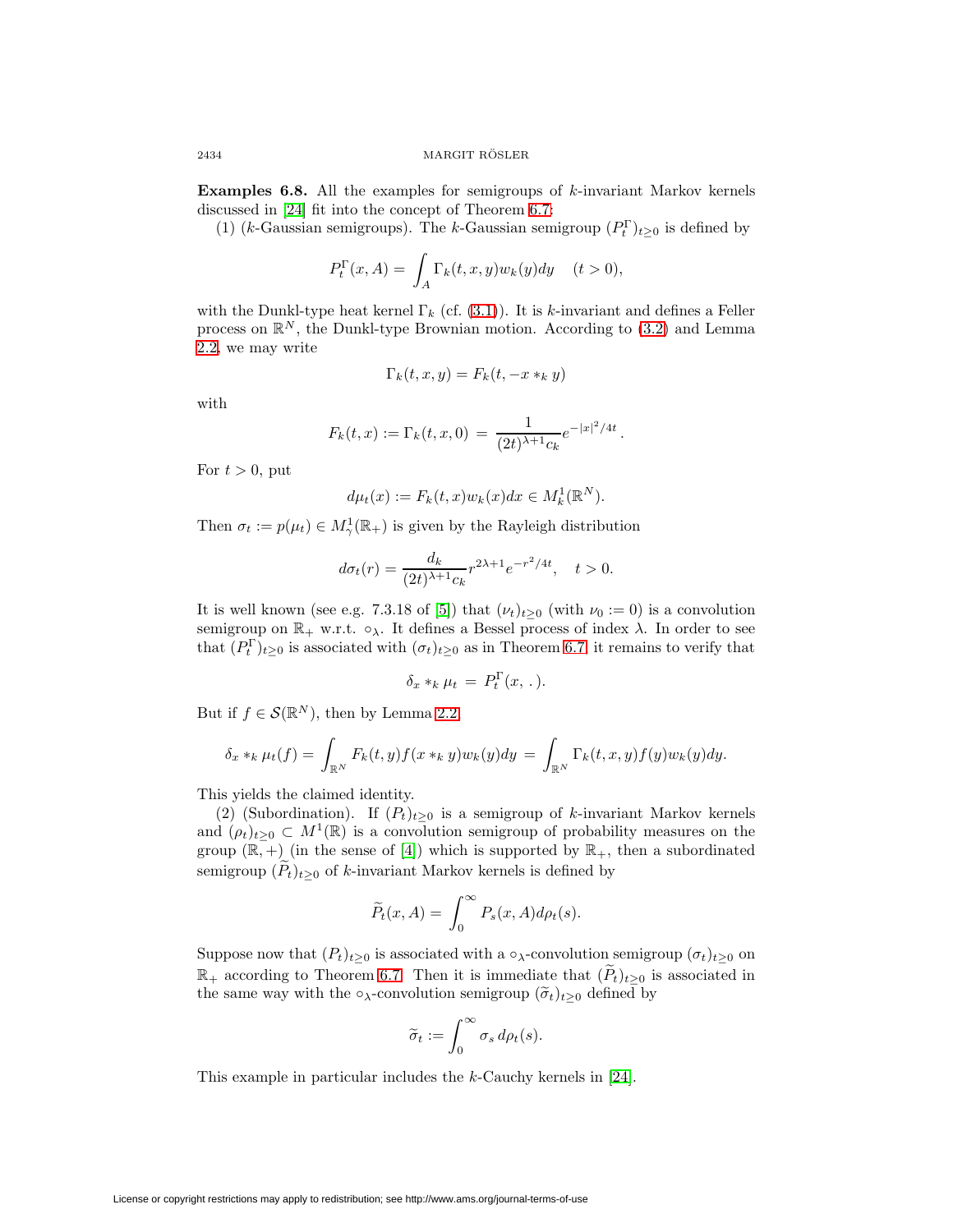**Examples 6.8.** All the examples for semigroups of $k$-invariant Markov kernels discussed in [24] fit into the concept of Theorem 6.7:

(1) ($k$-Gaussian semigroups). The $k$-Gaussian semigroup $(P_t^\Gamma)_{t\geq 0}$ is defined by

$$P_t^\Gamma(x, A) = \int_A \Gamma_k(t, x, y) w_k(y) dy \quad (t > 0),$$

with the Dunkl-type heat kernel $\Gamma_k$ (cf. (3.1)). It is $k$-invariant and defines a Feller process on $\mathbb{R}^N$, the Dunkl-type Brownian motion. According to (3.2) and Lemma 2.2, we may write

$$\Gamma_k(t, x, y) = F_k(t, -x *_k y)$$

with

$$F_k(t, x) := \Gamma_k(t, x, 0) = \frac{1}{(2t)^{\lambda+1} c_k} e^{-|x|^2/4t}.$$

For $t > 0$, put

$$d\mu_t(x) := F_k(t, x) w_k(x) dx \in M_k^1(\mathbb{R}^N).$$

Then $\sigma_t := p(\mu_t) \in M_\gamma^1(\mathbb{R}_+)$ is given by the Rayleigh distribution

$$d\sigma_t(r) = \frac{d_k}{(2t)^{\lambda+1} c_k} r^{2\lambda+1} e^{-r^2/4t}, \quad t > 0.$$

It is well known (see e.g. 7.3.18 of [5]) that $(\nu_t)_{t\geq 0}$ (with $\nu_0 := 0$) is a convolution semigroup on $\mathbb{R}_+$ w.r.t. $\circ_\lambda$. It defines a Bessel process of index $\lambda$. In order to see that $(P_t^\Gamma)_{t\geq 0}$ is associated with $(\sigma_t)_{t\geq 0}$ as in Theorem 6.7, it remains to verify that

$$\delta_x *_k \mu_t = P_t^\Gamma(x, \,.\,).$$

But if $f \in \mathcal{S}(\mathbb{R}^N)$, then by Lemma 2.2,

$$\delta_x *_k \mu_t(f) = \int_{\mathbb{R}^N} F_k(t, y) f(x *_k y) w_k(y) dy = \int_{\mathbb{R}^N} \Gamma_k(t, x, y) f(y) w_k(y) dy.$$

This yields the claimed identity.

(2) (Subordination). If $(P_t)_{t\geq 0}$ is a semigroup of $k$-invariant Markov kernels and $(\rho_t)_{t\geq 0} \subset M^1(\mathbb{R})$ is a convolution semigroup of probability measures on the group $(\mathbb{R}, +)$ (in the sense of [4]) which is supported by $\mathbb{R}_+$, then a subordinated semigroup $(\widetilde{P}_t)_{t\geq 0}$ of $k$-invariant Markov kernels is defined by

$$\widetilde{P}_t(x, A) = \int_0^\infty P_s(x, A) d\rho_t(s).$$

Suppose now that $(P_t)_{t\geq 0}$ is associated with a $\circ_\lambda$-convolution semigroup $(\sigma_t)_{t\geq 0}$ on $\mathbb{R}_+$ according to Theorem 6.7. Then it is immediate that $(\widetilde{P}_t)_{t\geq 0}$ is associated in the same way with the $\circ_\lambda$-convolution semigroup $(\widetilde{\sigma}_t)_{t\geq 0}$ defined by

$$\widetilde{\sigma}_t := \int_0^\infty \sigma_s \, d\rho_t(s).$$

This example in particular includes the $k$-Cauchy kernels in [24].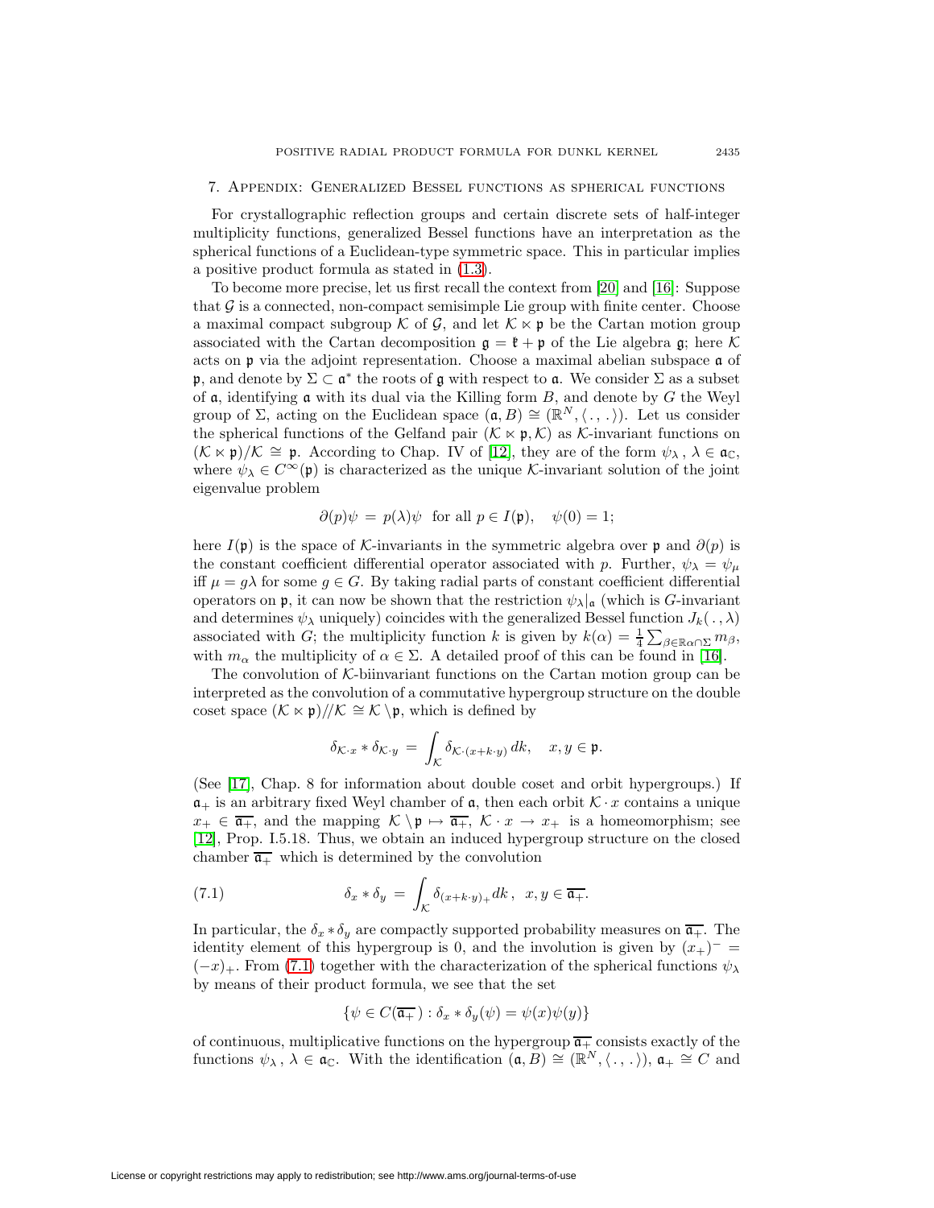## 7. Appendix: Generalized Bessel functions as spherical functions

For crystallographic reflection groups and certain discrete sets of half-integer multiplicity functions, generalized Bessel functions have an interpretation as the spherical functions of a Euclidean-type symmetric space. This in particular implies a positive product formula as stated in (1.3).

To become more precise, let us first recall the context from [20] and [16]: Suppose that $\mathcal{G}$ is a connected, non-compact semisimple Lie group with finite center. Choose a maximal compact subgroup $\mathcal{K}$ of $\mathcal{G}$, and let $\mathcal{K} \ltimes \mathfrak{p}$ be the Cartan motion group associated with the Cartan decomposition $\mathfrak{g} = \mathfrak{k} + \mathfrak{p}$ of the Lie algebra $\mathfrak{g}$; here $\mathcal{K}$ acts on $\mathfrak{p}$ via the adjoint representation. Choose a maximal abelian subspace $\mathfrak{a}$ of $\mathfrak{p}$, and denote by $\Sigma \subset \mathfrak{a}^*$ the roots of $\mathfrak{g}$ with respect to $\mathfrak{a}$. We consider $\Sigma$ as a subset of $\mathfrak{a}$, identifying $\mathfrak{a}$ with its dual via the Killing form $B$, and denote by $G$ the Weyl group of $\Sigma$, acting on the Euclidean space $(\mathfrak{a}, B) \cong (\mathbb{R}^N, \langle\, .\, , .\, \rangle)$. Let us consider the spherical functions of the Gelfand pair $(\mathcal{K} \ltimes \mathfrak{p}, \mathcal{K})$ as $\mathcal{K}$-invariant functions on $(\mathcal{K} \ltimes \mathfrak{p})/\mathcal{K} \cong \mathfrak{p}$. According to Chap. IV of [12], they are of the form $\psi_\lambda$, $\lambda \in \mathfrak{a}_\mathbb{C}$, where $\psi_\lambda \in C^\infty(\mathfrak{p})$ is characterized as the unique $\mathcal{K}$-invariant solution of the joint eigenvalue problem

$$\partial(p)\psi \,=\, p(\lambda)\psi \quad \text{for all } p \in I(\mathfrak{p}), \quad \psi(0) = 1;$$

here $I(\mathfrak{p})$ is the space of $\mathcal{K}$-invariants in the symmetric algebra over $\mathfrak{p}$ and $\partial(p)$ is the constant coefficient differential operator associated with $p$. Further, $\psi_\lambda = \psi_\mu$ iff $\mu = g\lambda$ for some $g \in G$. By taking radial parts of constant coefficient differential operators on $\mathfrak{p}$, it can now be shown that the restriction $\psi_\lambda|_\mathfrak{a}$ (which is $G$-invariant and determines $\psi_\lambda$ uniquely) coincides with the generalized Bessel function $J_k(\, .\, , \lambda)$ associated with $G$; the multiplicity function $k$ is given by $k(\alpha) = \frac{1}{4}\sum_{\beta \in \mathbb{R}\alpha \cap \Sigma} m_\beta$, with $m_\alpha$ the multiplicity of $\alpha \in \Sigma$. A detailed proof of this can be found in [16].

The convolution of $\mathcal{K}$-biinvariant functions on the Cartan motion group can be interpreted as the convolution of a commutative hypergroup structure on the double coset space $(\mathcal{K} \ltimes \mathfrak{p})//\mathcal{K} \cong \mathcal{K} \setminus \mathfrak{p}$, which is defined by

$$\delta_{\mathcal{K}\cdot x} * \delta_{\mathcal{K}\cdot y} \,=\, \int_\mathcal{K} \delta_{\mathcal{K}\cdot(x + k\cdot y)}\, dk, \quad x, y \in \mathfrak{p}.$$

(See [17], Chap. 8 for information about double coset and orbit hypergroups.) If $\mathfrak{a}_+$ is an arbitrary fixed Weyl chamber of $\mathfrak{a}$, then each orbit $\mathcal{K}\cdot x$ contains a unique $x_+ \in \overline{\mathfrak{a}_+}$, and the mapping $\mathcal{K} \setminus \mathfrak{p} \mapsto \overline{\mathfrak{a}_+}$, $\mathcal{K}\cdot x \to x_+$ is a homeomorphism; see [12], Prop. I.5.18. Thus, we obtain an induced hypergroup structure on the closed chamber $\overline{\mathfrak{a}_+}$ which is determined by the convolution

$$\delta_x * \delta_y \,=\, \int_\mathcal{K} \delta_{(x + k\cdot y)_+} dk\,, \quad x, y \in \overline{\mathfrak{a}_+}. \tag{7.1}$$

In particular, the $\delta_x * \delta_y$ are compactly supported probability measures on $\overline{\mathfrak{a}_+}$. The identity element of this hypergroup is 0, and the involution is given by $(x_+)^- = (-x)_+$. From (7.1) together with the characterization of the spherical functions $\psi_\lambda$ by means of their product formula, we see that the set

$$\{\psi \in C(\overline{\mathfrak{a}_+}) : \delta_x * \delta_y(\psi) = \psi(x)\psi(y)\}$$

of continuous, multiplicative functions on the hypergroup $\overline{\mathfrak{a}_+}$ consists exactly of the functions $\psi_\lambda$, $\lambda \in \mathfrak{a}_\mathbb{C}$. With the identification $(\mathfrak{a}, B) \cong (\mathbb{R}^N, \langle\, .\, , .\, \rangle)$, $\mathfrak{a}_+ \cong C$ and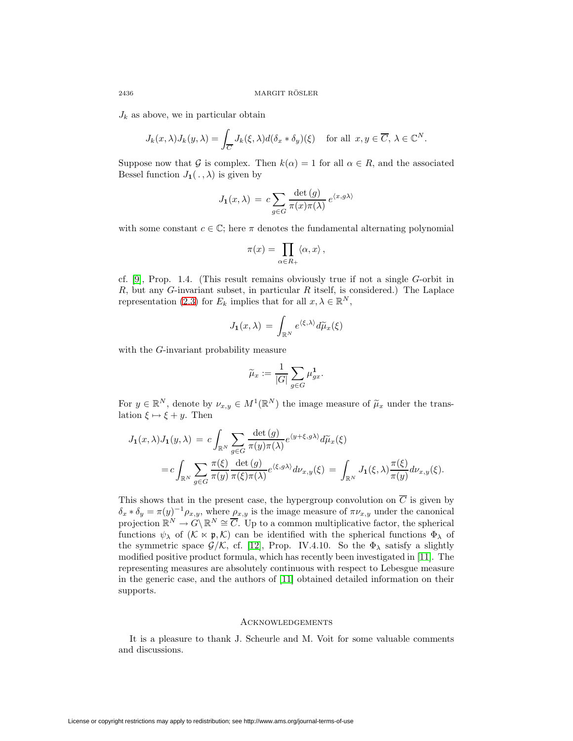$J_k$ as above, we in particular obtain

$$J_k(x,\lambda)J_k(y,\lambda) = \int_{\overline{C}} J_k(\xi,\lambda)d(\delta_x * \delta_y)(\xi) \quad \text{for all } x,y \in \overline{C},\, \lambda \in \mathbb{C}^N.$$

Suppose now that $\mathcal{G}$ is complex. Then $k(\alpha) = 1$ for all $\alpha \in R$, and the associated Bessel function $J_{\mathbf{1}}(\,.\,,\lambda)$ is given by

$$J_{\mathbf{1}}(x,\lambda) \,=\, c\sum_{g\in G} \frac{\det{(g)}}{\pi(x)\pi(\lambda)}\, e^{\langle x, g\lambda\rangle}$$

with some constant $c \in \mathbb{C}$; here $\pi$ denotes the fundamental alternating polynomial

$$\pi(x) = \prod_{\alpha\in R_+} \langle \alpha, x\rangle\,,$$

cf. [9], Prop. 1.4. (This result remains obviously true if not a single $G$-orbit in $R$, but any $G$-invariant subset, in particular $R$ itself, is considered.) The Laplace representation (2.3) for $E_k$ implies that for all $x,\lambda \in \mathbb{R}^N$,

$$J_{\mathbf{1}}(x,\lambda) \,=\, \int_{\mathbb{R}^N} e^{\langle \xi,\lambda\rangle} d\widetilde{\mu}_x(\xi)$$

with the $G$-invariant probability measure

$$\widetilde{\mu}_x := \frac{1}{|G|}\sum_{g\in G} \mu_{gx}^{\mathbf{1}}.$$

For $y \in \mathbb{R}^N$, denote by $\nu_{x,y} \in M^1(\mathbb{R}^N)$ the image measure of $\widetilde{\mu}_x$ under the translation $\xi \mapsto \xi + y$. Then

$$\begin{aligned}
J_{\mathbf{1}}(x,\lambda)J_{\mathbf{1}}(y,\lambda) \,&=\, c\int_{\mathbb{R}^N} \sum_{g\in G} \frac{\det{(g)}}{\pi(y)\pi(\lambda)} e^{\langle y+\xi, g\lambda\rangle} d\widetilde{\mu}_x(\xi) \\
&= c\int_{\mathbb{R}^N} \sum_{g\in G} \frac{\pi(\xi)}{\pi(y)} \frac{\det{(g)}}{\pi(\xi)\pi(\lambda)} e^{\langle \xi, g\lambda\rangle} d\nu_{x,y}(\xi) \,=\, \int_{\mathbb{R}^N} J_{\mathbf{1}}(\xi,\lambda)\frac{\pi(\xi)}{\pi(y)} d\nu_{x,y}(\xi).
\end{aligned}$$

This shows that in the present case, the hypergroup convolution on $\overline{C}$ is given by $\delta_x * \delta_y = \pi(y)^{-1}\rho_{x,y}$, where $\rho_{x,y}$ is the image measure of $\pi\nu_{x,y}$ under the canonical projection $\mathbb{R}^N \to G\backslash\mathbb{R}^N \cong \overline{C}$. Up to a common multiplicative factor, the spherical functions $\psi_\lambda$ of $(\mathcal{K} \ltimes \mathfrak{p}, \mathcal{K})$ can be identified with the spherical functions $\Phi_\lambda$ of the symmetric space $\mathcal{G}/\mathcal{K}$, cf. [12], Prop. IV.4.10. So the $\Phi_\lambda$ satisfy a slightly modified positive product formula, which has recently been investigated in [11]. The representing measures are absolutely continuous with respect to Lebesgue measure in the generic case, and the authors of [11] obtained detailed information on their supports.

## Acknowledgements

It is a pleasure to thank J. Scheurle and M. Voit for some valuable comments and discussions.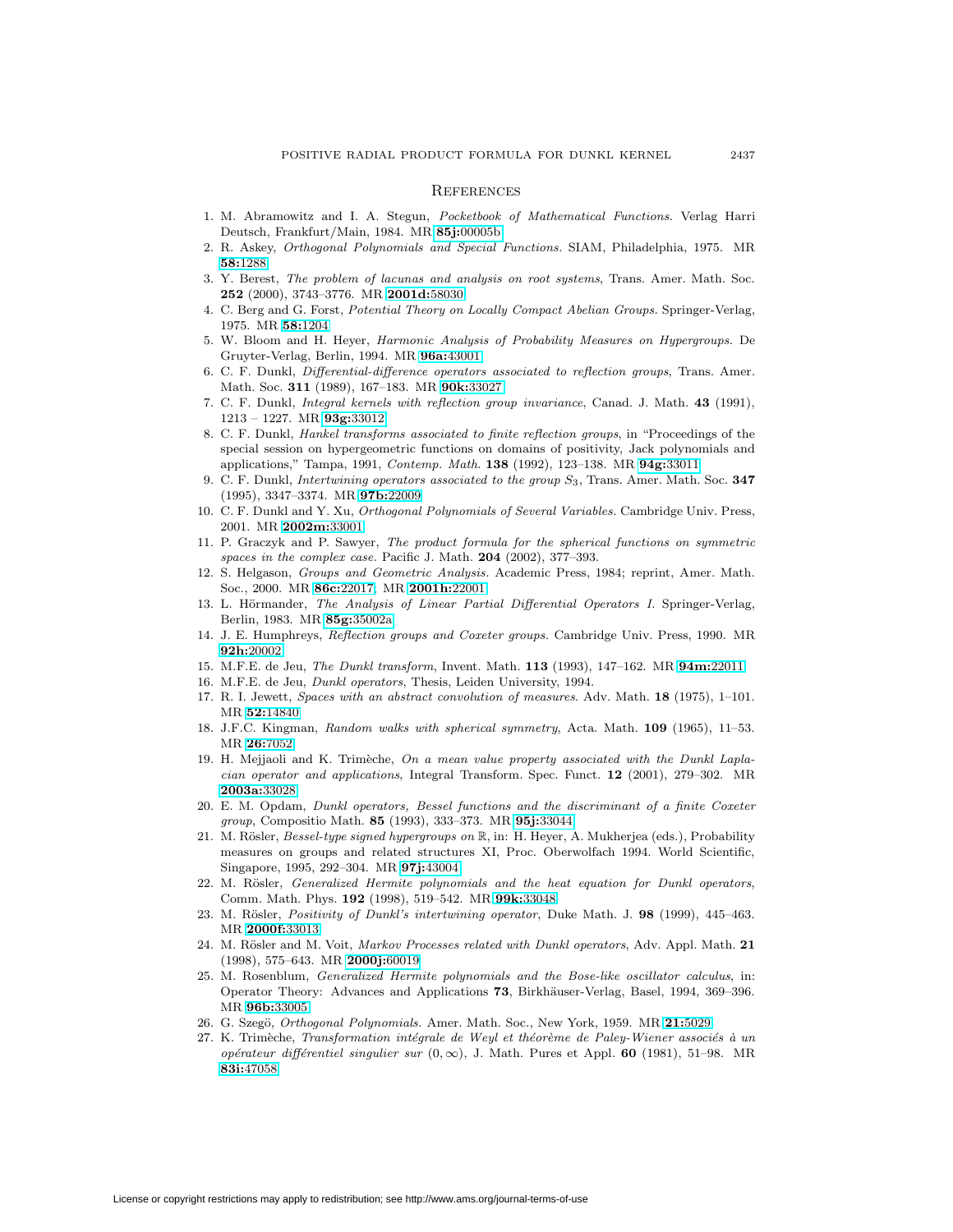## References

1. M. Abramowitz and I. A. Stegun, *Pocketbook of Mathematical Functions.* Verlag Harri Deutsch, Frankfurt/Main, 1984. MR **85j:**00005b
2. R. Askey, *Orthogonal Polynomials and Special Functions.* SIAM, Philadelphia, 1975. MR **58:**1288
3. Y. Berest, *The problem of lacunas and analysis on root systems*, Trans. Amer. Math. Soc. **252** (2000), 3743–3776. MR **2001d:**58030
4. C. Berg and G. Forst, *Potential Theory on Locally Compact Abelian Groups.* Springer-Verlag, 1975. MR **58:**1204
5. W. Bloom and H. Heyer, *Harmonic Analysis of Probability Measures on Hypergroups.* De Gruyter-Verlag, Berlin, 1994. MR **96a:**43001
6. C. F. Dunkl, *Differential-difference operators associated to reflection groups*, Trans. Amer. Math. Soc. **311** (1989), 167–183. MR **90k:**33027
7. C. F. Dunkl, *Integral kernels with reflection group invariance*, Canad. J. Math. **43** (1991), 1213 – 1227. MR **93g:**33012
8. C. F. Dunkl, *Hankel transforms associated to finite reflection groups*, in "Proceedings of the special session on hypergeometric functions on domains of positivity, Jack polynomials and applications," Tampa, 1991, *Contemp. Math.* **138** (1992), 123–138. MR **94g:**33011
9. C. F. Dunkl, *Intertwining operators associated to the group $S_3$*, Trans. Amer. Math. Soc. **347** (1995), 3347–3374. MR **97b:**22009
10. C. F. Dunkl and Y. Xu, *Orthogonal Polynomials of Several Variables.* Cambridge Univ. Press, 2001. MR **2002m:**33001
11. P. Graczyk and P. Sawyer, *The product formula for the spherical functions on symmetric spaces in the complex case.* Pacific J. Math. **204** (2002), 377–393.
12. S. Helgason, *Groups and Geometric Analysis.* Academic Press, 1984; reprint, Amer. Math. Soc., 2000. MR **86c:**22017, MR **2001h:**22001
13. L. Hörmander, *The Analysis of Linear Partial Differential Operators I.* Springer-Verlag, Berlin, 1983. MR **85g:**35002a
14. J. E. Humphreys, *Reflection groups and Coxeter groups.* Cambridge Univ. Press, 1990. MR **92h:**20002
15. M.F.E. de Jeu, *The Dunkl transform*, Invent. Math. **113** (1993), 147–162. MR **94m:**22011
16. M.F.E. de Jeu, *Dunkl operators*, Thesis, Leiden University, 1994.
17. R. I. Jewett, *Spaces with an abstract convolution of measures.* Adv. Math. **18** (1975), 1–101. MR **52:**14840
18. J.F.C. Kingman, *Random walks with spherical symmetry*, Acta. Math. **109** (1965), 11–53. MR **26:**7052
19. H. Mejjaoli and K. Trimèche, *On a mean value property associated with the Dunkl Laplacian operator and applications*, Integral Transform. Spec. Funct. **12** (2001), 279–302. MR **2003a:**33028
20. E. M. Opdam, *Dunkl operators, Bessel functions and the discriminant of a finite Coxeter group*, Compositio Math. **85** (1993), 333–373. MR **95j:**33044
21. M. Rösler, *Bessel-type signed hypergroups on* $\mathbb{R}$, in: H. Heyer, A. Mukherjea (eds.), Probability measures on groups and related structures XI, Proc. Oberwolfach 1994. World Scientific, Singapore, 1995, 292–304. MR **97j:**43004
22. M. Rösler, *Generalized Hermite polynomials and the heat equation for Dunkl operators*, Comm. Math. Phys. **192** (1998), 519–542. MR **99k:**33048
23. M. Rösler, *Positivity of Dunkl's intertwining operator*, Duke Math. J. **98** (1999), 445–463. MR **2000f:**33013
24. M. Rösler and M. Voit, *Markov Processes related with Dunkl operators*, Adv. Appl. Math. **21** (1998), 575–643. MR **2000j:**60019
25. M. Rosenblum, *Generalized Hermite polynomials and the Bose-like oscillator calculus*, in: Operator Theory: Advances and Applications **73**, Birkhäuser-Verlag, Basel, 1994, 369–396. MR **96b:**33005
26. G. Szegö, *Orthogonal Polynomials.* Amer. Math. Soc., New York, 1959. MR **21:**5029
27. K. Trimèche, *Transformation intégrale de Weyl et théorème de Paley-Wiener associés à un opérateur différentiel singulier sur* $(0, \infty)$, J. Math. Pures et Appl. **60** (1981), 51–98. MR **83i:**47058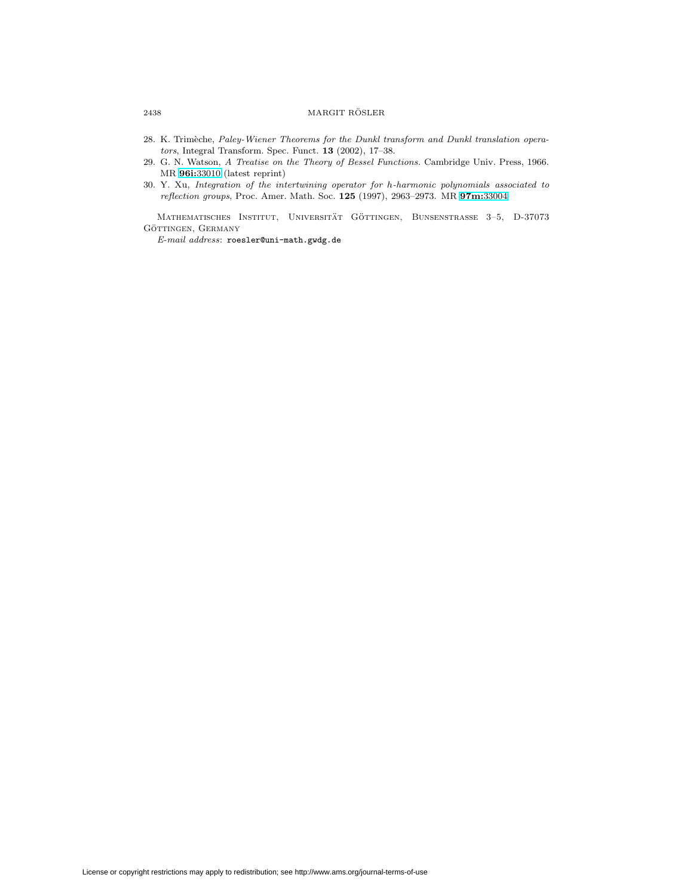28. K. Trimèche, *Paley-Wiener Theorems for the Dunkl transform and Dunkl translation operators*, Integral Transform. Spec. Funct. **13** (2002), 17–38.
29. G. N. Watson, *A Treatise on the Theory of Bessel Functions.* Cambridge Univ. Press, 1966. MR **96i:**33010 (latest reprint)
30. Y. Xu, *Integration of the intertwining operator for $h$-harmonic polynomials associated to reflection groups*, Proc. Amer. Math. Soc. **125** (1997), 2963–2973. MR **97m:**33004

Mathematisches Institut, Universität Göttingen, Bunsenstrasse 3–5, D-37073 Göttingen, Germany

*E-mail address*: roesler@uni-math.gwdg.de